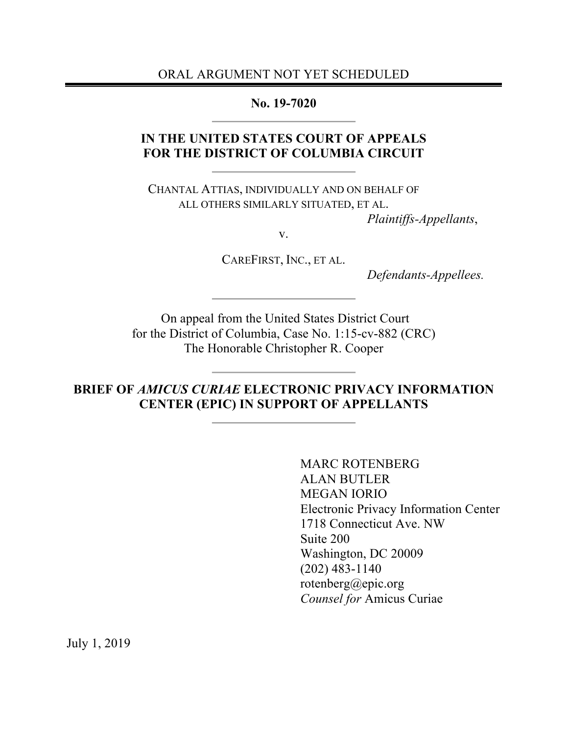ORAL ARGUMENT NOT YET SCHEDULED

**No. 19-7020**

---

**IN THE UNITED STATES COURT OF APPEALS FOR THE DISTRICT OF COLUMBIA CIRCUIT**

---

CHANTAL ATTIAS, INDIVIDUALLY AND ON BEHALF OF ALL OTHERS SIMILARLY SITUATED, ET AL.

*Plaintiffs-Appellants*,

v.

CAREFIRST, INC., ET AL.

*Defendants-Appellees.*

---

On appeal from the United States District Court for the District of Columbia, Case No. 1:15-cv-882 (CRC)
The Honorable Christopher R. Cooper

---

**BRIEF OF *AMICUS CURIAE* ELECTRONIC PRIVACY INFORMATION CENTER (EPIC) IN SUPPORT OF APPELLANTS**

---

MARC ROTENBERG
ALAN BUTLER
MEGAN IORIO
Electronic Privacy Information Center
1718 Connecticut Ave. NW
Suite 200
Washington, DC 20009
(202) 483-1140
rotenberg@epic.org
*Counsel for* Amicus Curiae

July 1, 2019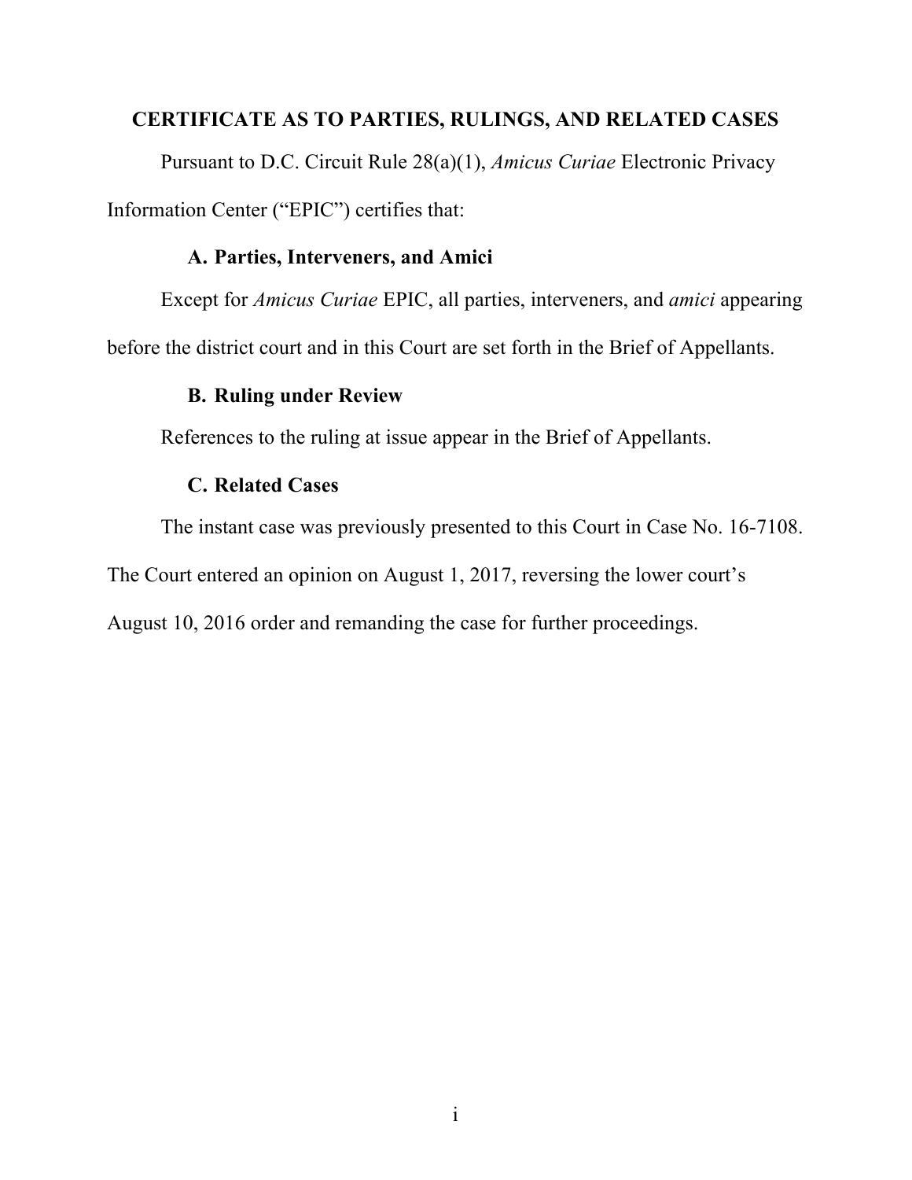## CERTIFICATE AS TO PARTIES, RULINGS, AND RELATED CASES

Pursuant to D.C. Circuit Rule 28(a)(1), *Amicus Curiae* Electronic Privacy Information Center ("EPIC") certifies that:

### A. Parties, Interveners, and Amici

Except for *Amicus Curiae* EPIC, all parties, interveners, and *amici* appearing before the district court and in this Court are set forth in the Brief of Appellants.

### B. Ruling under Review

References to the ruling at issue appear in the Brief of Appellants.

### C. Related Cases

The instant case was previously presented to this Court in Case No. 16-7108. The Court entered an opinion on August 1, 2017, reversing the lower court's August 10, 2016 order and remanding the case for further proceedings.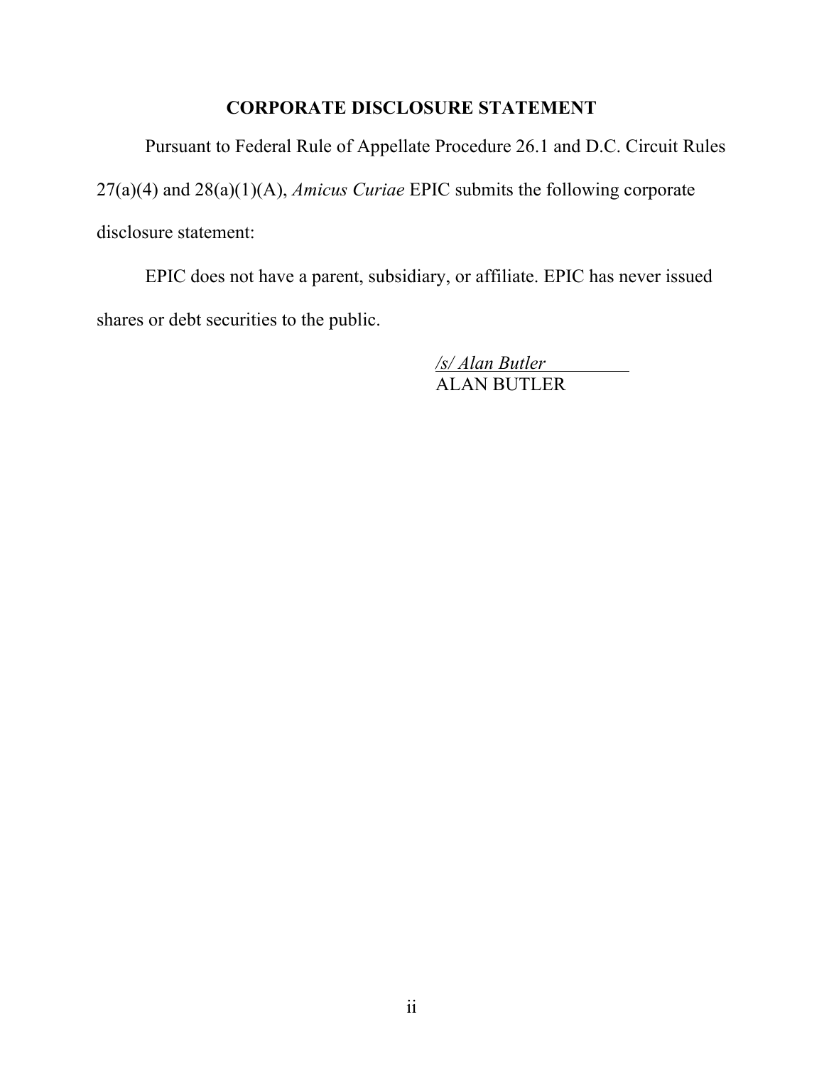# CORPORATE DISCLOSURE STATEMENT

Pursuant to Federal Rule of Appellate Procedure 26.1 and D.C. Circuit Rules 27(a)(4) and 28(a)(1)(A), *Amicus Curiae* EPIC submits the following corporate disclosure statement:

EPIC does not have a parent, subsidiary, or affiliate. EPIC has never issued shares or debt securities to the public.

*/s/ Alan Butler*
ALAN BUTLER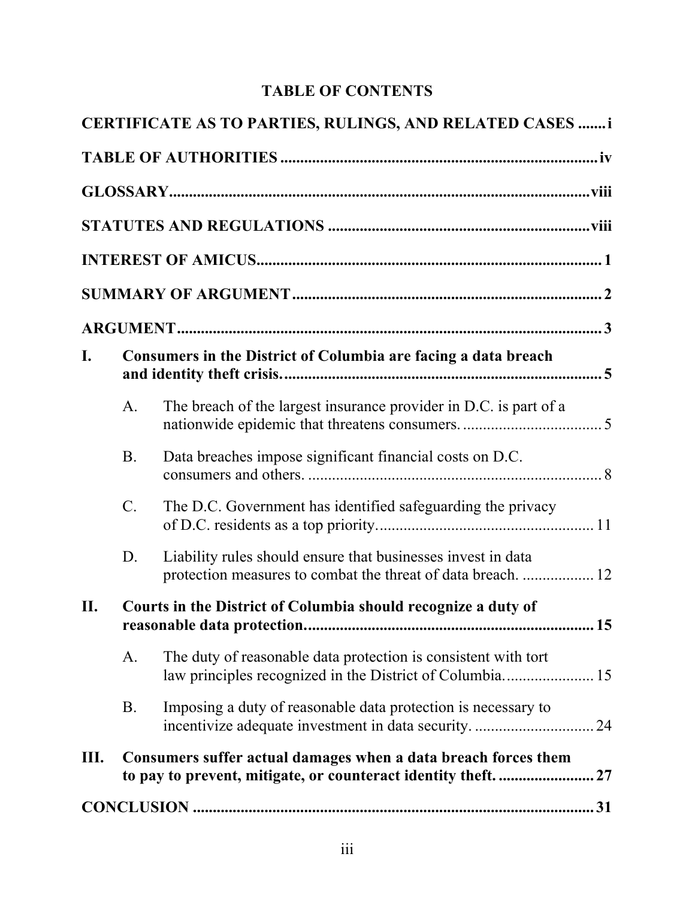# TABLE OF CONTENTS

**CERTIFICATE AS TO PARTIES, RULINGS, AND RELATED CASES ....... i**

**TABLE OF AUTHORITIES ................................................................................ iv**

**GLOSSARY.......................................................................................................... viii**

**STATUTES AND REGULATIONS ................................................................. viii**

**INTEREST OF AMICUS...................................................................................... 1**

**SUMMARY OF ARGUMENT ............................................................................. 2**

**ARGUMENT........................................................................................................... 3**

**I. Consumers in the District of Columbia are facing a data breach and identity theft crisis. ................................................................................ 5**

- A. The breach of the largest insurance provider in D.C. is part of a nationwide epidemic that threatens consumers. .................................. 5
- B. Data breaches impose significant financial costs on D.C. consumers and others. .......................................................................... 8
- C. The D.C. Government has identified safeguarding the privacy of D.C. residents as a top priority. ...................................................... 11
- D. Liability rules should ensure that businesses invest in data protection measures to combat the threat of data breach. .................. 12

**II. Courts in the District of Columbia should recognize a duty of reasonable data protection. ......................................................................... 15**

- A. The duty of reasonable data protection is consistent with tort law principles recognized in the District of Columbia. ...................... 15
- B. Imposing a duty of reasonable data protection is necessary to incentivize adequate investment in data security. .............................. 24

**III. Consumers suffer actual damages when a data breach forces them to pay to prevent, mitigate, or counteract identity theft. ........................ 27**

**CONCLUSION ..................................................................................................... 31**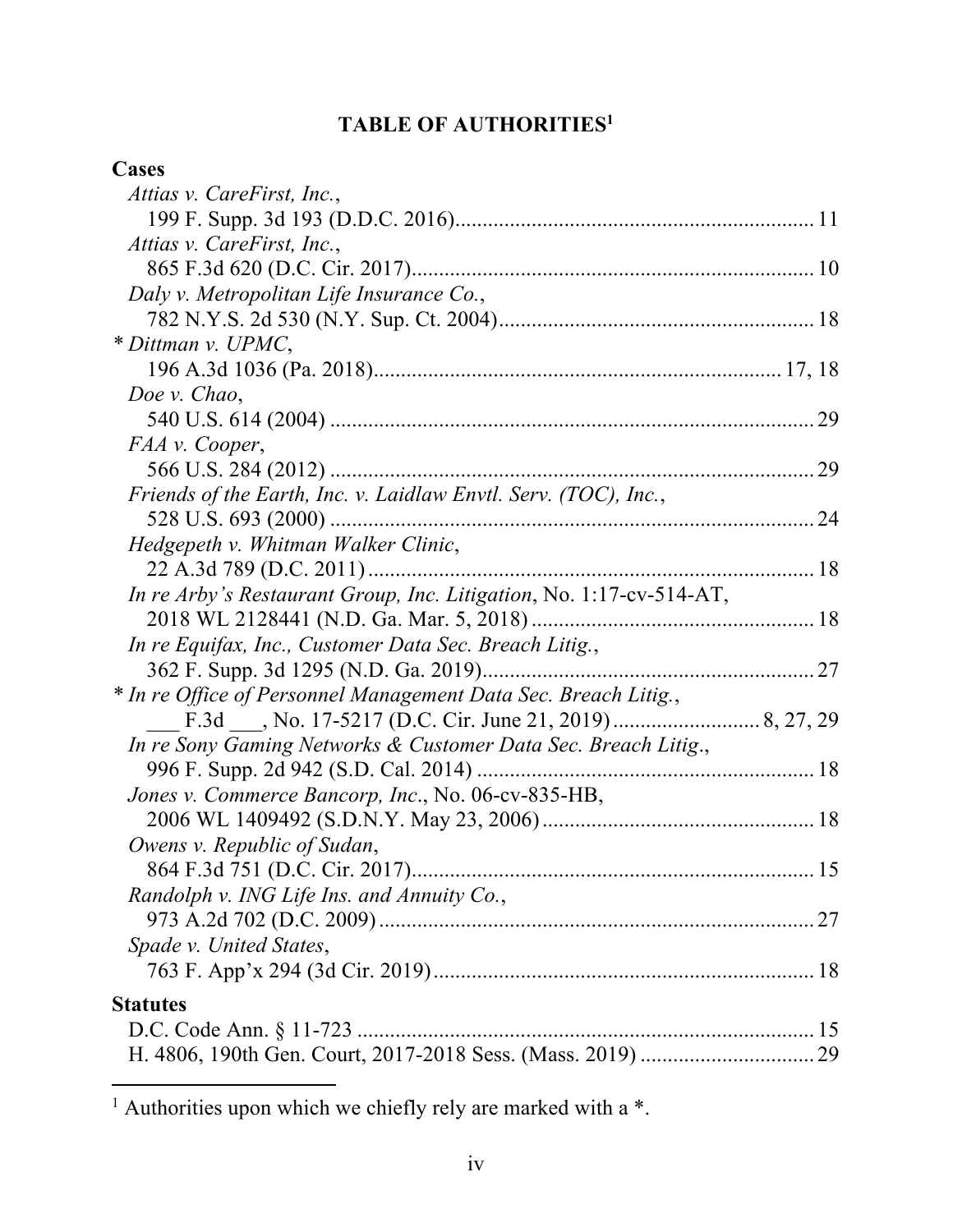# TABLE OF AUTHORITIES[1]

**Cases**

*Attias v. CareFirst, Inc.*,
199 F. Supp. 3d 193 (D.D.C. 2016) .................................................................. 11

*Attias v. CareFirst, Inc.*,
865 F.3d 620 (D.C. Cir. 2017) .......................................................................... 10

*Daly v. Metropolitan Life Insurance Co.*,
782 N.Y.S. 2d 530 (N.Y. Sup. Ct. 2004) .......................................................... 18

* *Dittman v. UPMC*,
196 A.3d 1036 (Pa. 2018) ........................................................................... 17, 18

*Doe v. Chao*,
540 U.S. 614 (2004) .......................................................................................... 29

*FAA v. Cooper*,
566 U.S. 284 (2012) .......................................................................................... 29

*Friends of the Earth, Inc. v. Laidlaw Envtl. Serv. (TOC), Inc.*,
528 U.S. 693 (2000) .......................................................................................... 24

*Hedgepeth v. Whitman Walker Clinic*,
22 A.3d 789 (D.C. 2011) ................................................................................... 18

*In re Arby's Restaurant Group, Inc. Litigation*, No. 1:17-cv-514-AT,
2018 WL 2128441 (N.D. Ga. Mar. 5, 2018) ..................................................... 18

*In re Equifax, Inc., Customer Data Sec. Breach Litig.*,
362 F. Supp. 3d 1295 (N.D. Ga. 2019) .............................................................. 27

* *In re Office of Personnel Management Data Sec. Breach Litig.*,
\_\_\_ F.3d \_\_\_, No. 17-5217 (D.C. Cir. June 21, 2019) .......................... 8, 27, 29

*In re Sony Gaming Networks & Customer Data Sec. Breach Litig.*,
996 F. Supp. 2d 942 (S.D. Cal. 2014) ............................................................... 18

*Jones v. Commerce Bancorp, Inc.*, No. 06-cv-835-HB,
2006 WL 1409492 (S.D.N.Y. May 23, 2006) ................................................... 18

*Owens v. Republic of Sudan*,
864 F.3d 751 (D.C. Cir. 2017) .......................................................................... 15

*Randolph v. ING Life Ins. and Annuity Co.*,
973 A.2d 702 (D.C. 2009) ................................................................................. 27

*Spade v. United States*,
763 F. App'x 294 (3d Cir. 2019) ....................................................................... 18

**Statutes**

D.C. Code Ann. § 11-723 .................................................................................... 15

H. 4806, 190th Gen. Court, 2017-2018 Sess. (Mass. 2019) ................................ 29

---

[1] Authorities upon which we chiefly rely are marked with a *.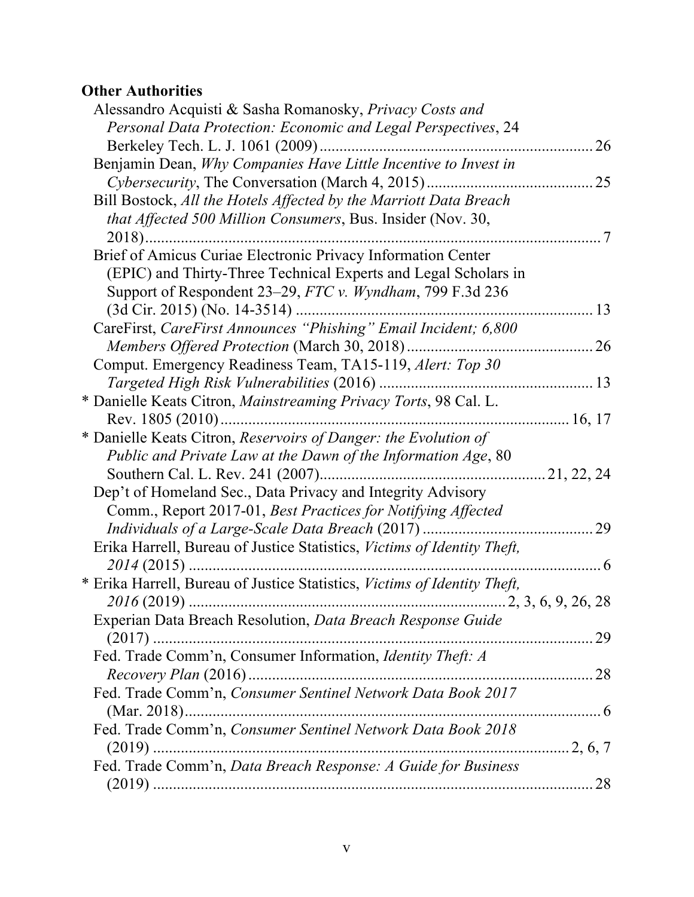**Other Authorities**

Alessandro Acquisti & Sasha Romanosky, *Privacy Costs and Personal Data Protection: Economic and Legal Perspectives*, 24 Berkeley Tech. L. J. 1061 (2009) .................................................................... 26

Benjamin Dean, *Why Companies Have Little Incentive to Invest in Cybersecurity*, The Conversation (March 4, 2015) .......................................... 25

Bill Bostock, *All the Hotels Affected by the Marriott Data Breach that Affected 500 Million Consumers*, Bus. Insider (Nov. 30, 2018) ..................................................................................................... 7

Brief of Amicus Curiae Electronic Privacy Information Center (EPIC) and Thirty-Three Technical Experts and Legal Scholars in Support of Respondent 23–29, *FTC v. Wyndham*, 799 F.3d 236 (3d Cir. 2015) (No. 14-3514) .......................................................................... 13

CareFirst, *CareFirst Announces "Phishing" Email Incident; 6,800 Members Offered Protection* (March 30, 2018) .............................................. 26

Comput. Emergency Readiness Team, TA15-119, *Alert: Top 30 Targeted High Risk Vulnerabilities* (2016) ..................................................... 13

\* Danielle Keats Citron, *Mainstreaming Privacy Torts*, 98 Cal. L. Rev. 1805 (2010) ..................................................................................... 16, 17

\* Danielle Keats Citron, *Reservoirs of Danger: the Evolution of Public and Private Law at the Dawn of the Information Age*, 80 Southern Cal. L. Rev. 241 (2007) ....................................................... 21, 22, 24

Dep't of Homeland Sec., Data Privacy and Integrity Advisory Comm., Report 2017-01, *Best Practices for Notifying Affected Individuals of a Large-Scale Data Breach* (2017) .......................................... 29

Erika Harrell, Bureau of Justice Statistics, *Victims of Identity Theft, 2014* (2015) .......................................................................................... 6

\* Erika Harrell, Bureau of Justice Statistics, *Victims of Identity Theft, 2016* (2019) .......................................................................... 2, 3, 6, 9, 26, 28

Experian Data Breach Resolution, *Data Breach Response Guide* (2017) ............................................................................................... 29

Fed. Trade Comm'n, Consumer Information, *Identity Theft: A Recovery Plan* (2016) ...................................................................................... 28

Fed. Trade Comm'n, *Consumer Sentinel Network Data Book 2017* (Mar. 2018) ....................................................................................... 6

Fed. Trade Comm'n, *Consumer Sentinel Network Data Book 2018* (2019) ...................................................................................... 2, 6, 7

Fed. Trade Comm'n, *Data Breach Response: A Guide for Business* (2019) ............................................................................................... 28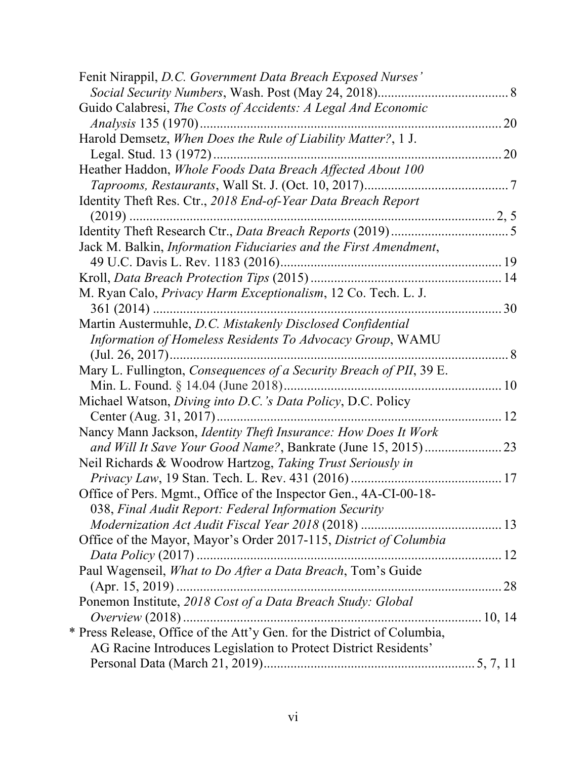Fenit Nirappil, *D.C. Government Data Breach Exposed Nurses' Social Security Numbers*, Wash. Post (May 24, 2018)....................................... 8

Guido Calabresi, *The Costs of Accidents: A Legal And Economic Analysis* 135 (1970)......................................................................................... 20

Harold Demsetz, *When Does the Rule of Liability Matter?*, 1 J. Legal. Stud. 13 (1972)..................................................................................... 20

Heather Haddon, *Whole Foods Data Breach Affected About 100 Taprooms, Restaurants*, Wall St. J. (Oct. 10, 2017)........................................... 7

Identity Theft Res. Ctr., *2018 End-of-Year Data Breach Report* (2019) ............................................................................................................ 2, 5

Identity Theft Research Ctr., *Data Breach Reports* (2019)................................... 5

Jack M. Balkin, *Information Fiduciaries and the First Amendment*, 49 U.C. Davis L. Rev. 1183 (2016)................................................................. 19

Kroll, *Data Breach Protection Tips* (2015)......................................................... 14

M. Ryan Calo, *Privacy Harm Exceptionalism*, 12 Co. Tech. L. J. 361 (2014) ........................................................................................................ 30

Martin Austermuhle, *D.C. Mistakenly Disclosed Confidential Information of Homeless Residents To Advocacy Group*, WAMU (Jul. 26, 2017).................................................................................................... 8

Mary L. Fullington, *Consequences of a Security Breach of PII*, 39 E. Min. L. Found. § 14.04 (June 2018)................................................................ 10

Michael Watson, *Diving into D.C.'s Data Policy*, D.C. Policy Center (Aug. 31, 2017).................................................................................... 12

Nancy Mann Jackson, *Identity Theft Insurance: How Does It Work and Will It Save Your Good Name?*, Bankrate (June 15, 2015)....................... 23

Neil Richards & Woodrow Hartzog, *Taking Trust Seriously in Privacy Law*, 19 Stan. Tech. L. Rev. 431 (2016)............................................. 17

Office of Pers. Mgmt., Office of the Inspector Gen., 4A-CI-00-18-038, *Final Audit Report: Federal Information Security Modernization Act Audit Fiscal Year 2018* (2018) ......................................... 13

Office of the Mayor, Mayor's Order 2017-115, *District of Columbia Data Policy* (2017) .......................................................................................... 12

Paul Wagenseil, *What to Do After a Data Breach*, Tom's Guide (Apr. 15, 2019) ................................................................................................. 28

Ponemon Institute, *2018 Cost of a Data Breach Study: Global Overview* (2018)......................................................................................... 10, 14

\* Press Release, Office of the Att'y Gen. for the District of Columbia, AG Racine Introduces Legislation to Protect District Residents' Personal Data (March 21, 2019).............................................................. 5, 7, 11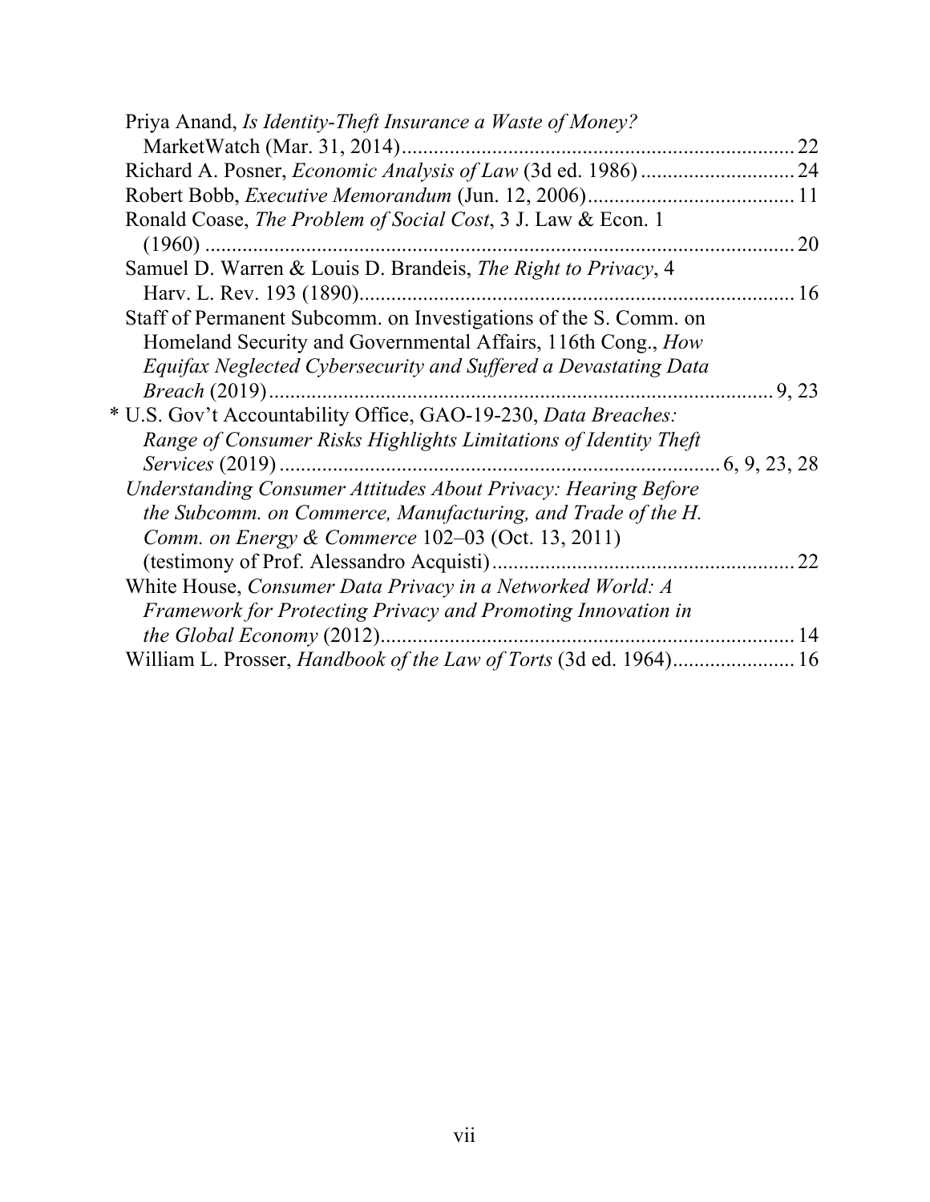Priya Anand, *Is Identity-Theft Insurance a Waste of Money?* MarketWatch (Mar. 31, 2014) .......... 22

Richard A. Posner, *Economic Analysis of Law* (3d ed. 1986) .......... 24

Robert Bobb, *Executive Memorandum* (Jun. 12, 2006) .......... 11

Ronald Coase, *The Problem of Social Cost*, 3 J. Law & Econ. 1 (1960) .......... 20

Samuel D. Warren & Louis D. Brandeis, *The Right to Privacy*, 4 Harv. L. Rev. 193 (1890) .......... 16

Staff of Permanent Subcomm. on Investigations of the S. Comm. on Homeland Security and Governmental Affairs, 116th Cong., *How Equifax Neglected Cybersecurity and Suffered a Devastating Data Breach* (2019) .......... 9, 23

* U.S. Gov't Accountability Office, GAO-19-230, *Data Breaches: Range of Consumer Risks Highlights Limitations of Identity Theft Services* (2019) .......... 6, 9, 23, 28

*Understanding Consumer Attitudes About Privacy: Hearing Before the Subcomm. on Commerce, Manufacturing, and Trade of the H. Comm. on Energy & Commerce* 102–03 (Oct. 13, 2011) (testimony of Prof. Alessandro Acquisti) .......... 22

White House, *Consumer Data Privacy in a Networked World: A Framework for Protecting Privacy and Promoting Innovation in the Global Economy* (2012) .......... 14

William L. Prosser, *Handbook of the Law of Torts* (3d ed. 1964) .......... 16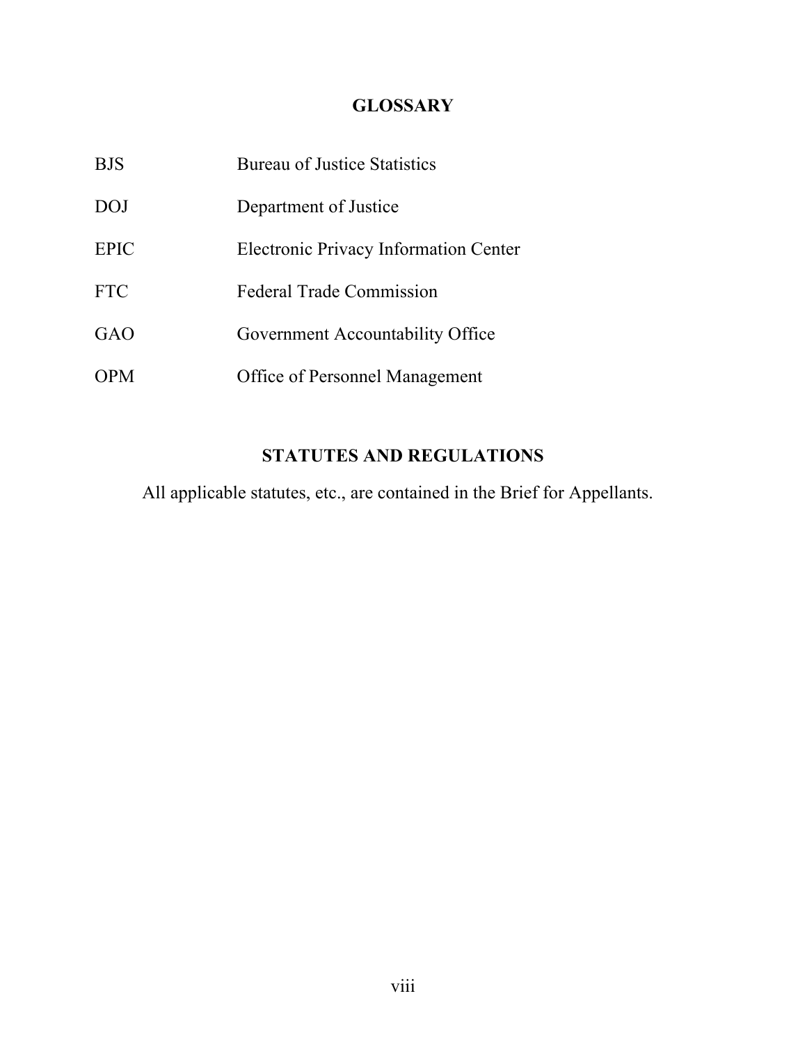## GLOSSARY

| | |
|---|---|
| BJS | Bureau of Justice Statistics |
| DOJ | Department of Justice |
| EPIC | Electronic Privacy Information Center |
| FTC | Federal Trade Commission |
| GAO | Government Accountability Office |
| OPM | Office of Personnel Management |

## STATUTES AND REGULATIONS

All applicable statutes, etc., are contained in the Brief for Appellants.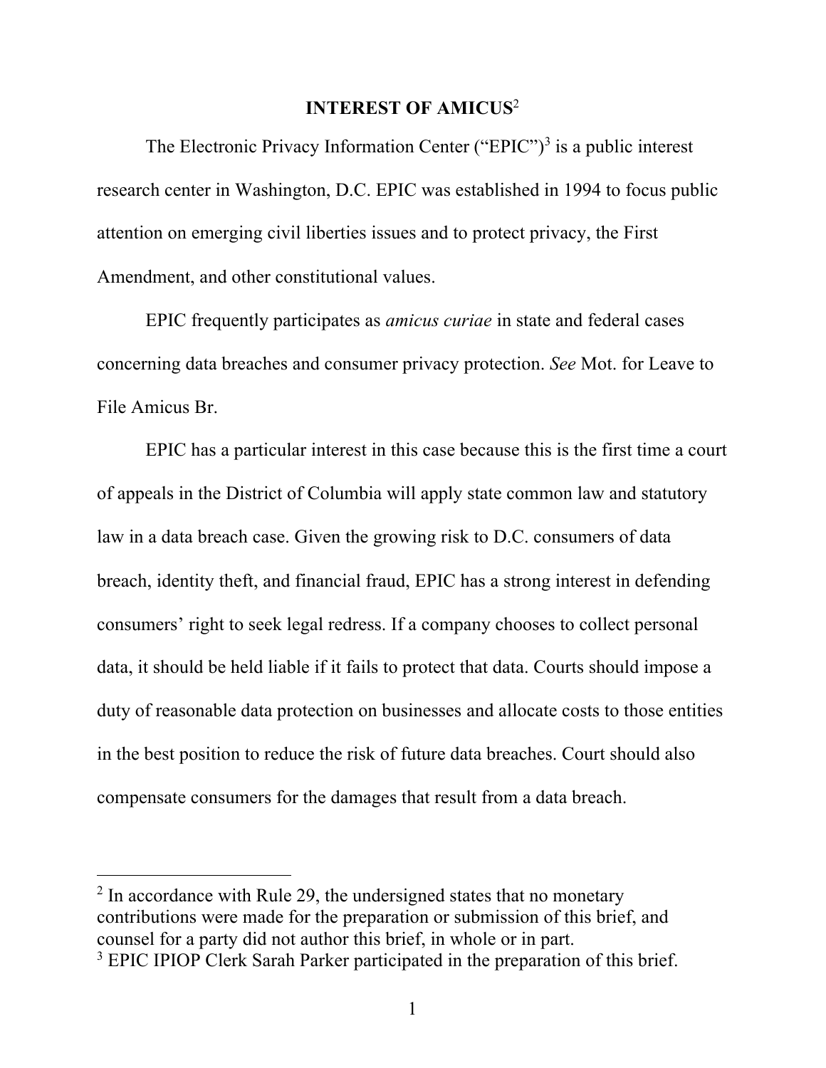## INTEREST OF AMICUS[2]

The Electronic Privacy Information Center ("EPIC")[3] is a public interest research center in Washington, D.C. EPIC was established in 1994 to focus public attention on emerging civil liberties issues and to protect privacy, the First Amendment, and other constitutional values.

EPIC frequently participates as *amicus curiae* in state and federal cases concerning data breaches and consumer privacy protection. *See* Mot. for Leave to File Amicus Br.

EPIC has a particular interest in this case because this is the first time a court of appeals in the District of Columbia will apply state common law and statutory law in a data breach case. Given the growing risk to D.C. consumers of data breach, identity theft, and financial fraud, EPIC has a strong interest in defending consumers' right to seek legal redress. If a company chooses to collect personal data, it should be held liable if it fails to protect that data. Courts should impose a duty of reasonable data protection on businesses and allocate costs to those entities in the best position to reduce the risk of future data breaches. Court should also compensate consumers for the damages that result from a data breach.

---

[2] In accordance with Rule 29, the undersigned states that no monetary contributions were made for the preparation or submission of this brief, and counsel for a party did not author this brief, in whole or in part.

[3] EPIC IPIOP Clerk Sarah Parker participated in the preparation of this brief.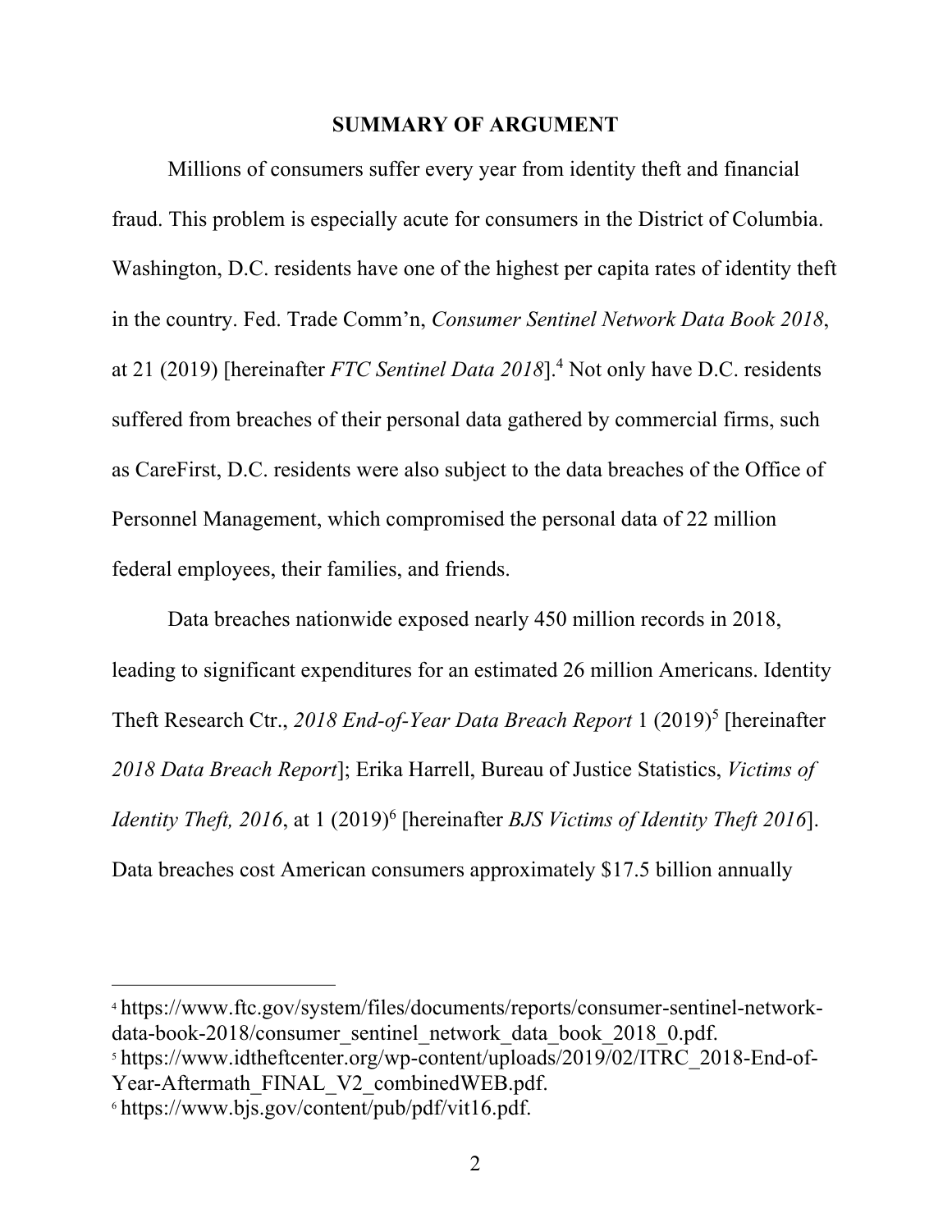## SUMMARY OF ARGUMENT

Millions of consumers suffer every year from identity theft and financial fraud. This problem is especially acute for consumers in the District of Columbia. Washington, D.C. residents have one of the highest per capita rates of identity theft in the country. Fed. Trade Comm'n, *Consumer Sentinel Network Data Book 2018*, at 21 (2019) [hereinafter *FTC Sentinel Data 2018*].[4] Not only have D.C. residents suffered from breaches of their personal data gathered by commercial firms, such as CareFirst, D.C. residents were also subject to the data breaches of the Office of Personnel Management, which compromised the personal data of 22 million federal employees, their families, and friends.

Data breaches nationwide exposed nearly 450 million records in 2018, leading to significant expenditures for an estimated 26 million Americans. Identity Theft Research Ctr., *2018 End-of-Year Data Breach Report* 1 (2019)[5] [hereinafter *2018 Data Breach Report*]; Erika Harrell, Bureau of Justice Statistics, *Victims of Identity Theft, 2016*, at 1 (2019)[6] [hereinafter *BJS Victims of Identity Theft 2016*]. Data breaches cost American consumers approximately $17.5 billion annually

---

[4] https://www.ftc.gov/system/files/documents/reports/consumer-sentinel-network-data-book-2018/consumer_sentinel_network_data_book_2018_0.pdf.

[5] https://www.idtheftcenter.org/wp-content/uploads/2019/02/ITRC_2018-End-of-Year-Aftermath_FINAL_V2_combinedWEB.pdf.

[6] https://www.bjs.gov/content/pub/pdf/vit16.pdf.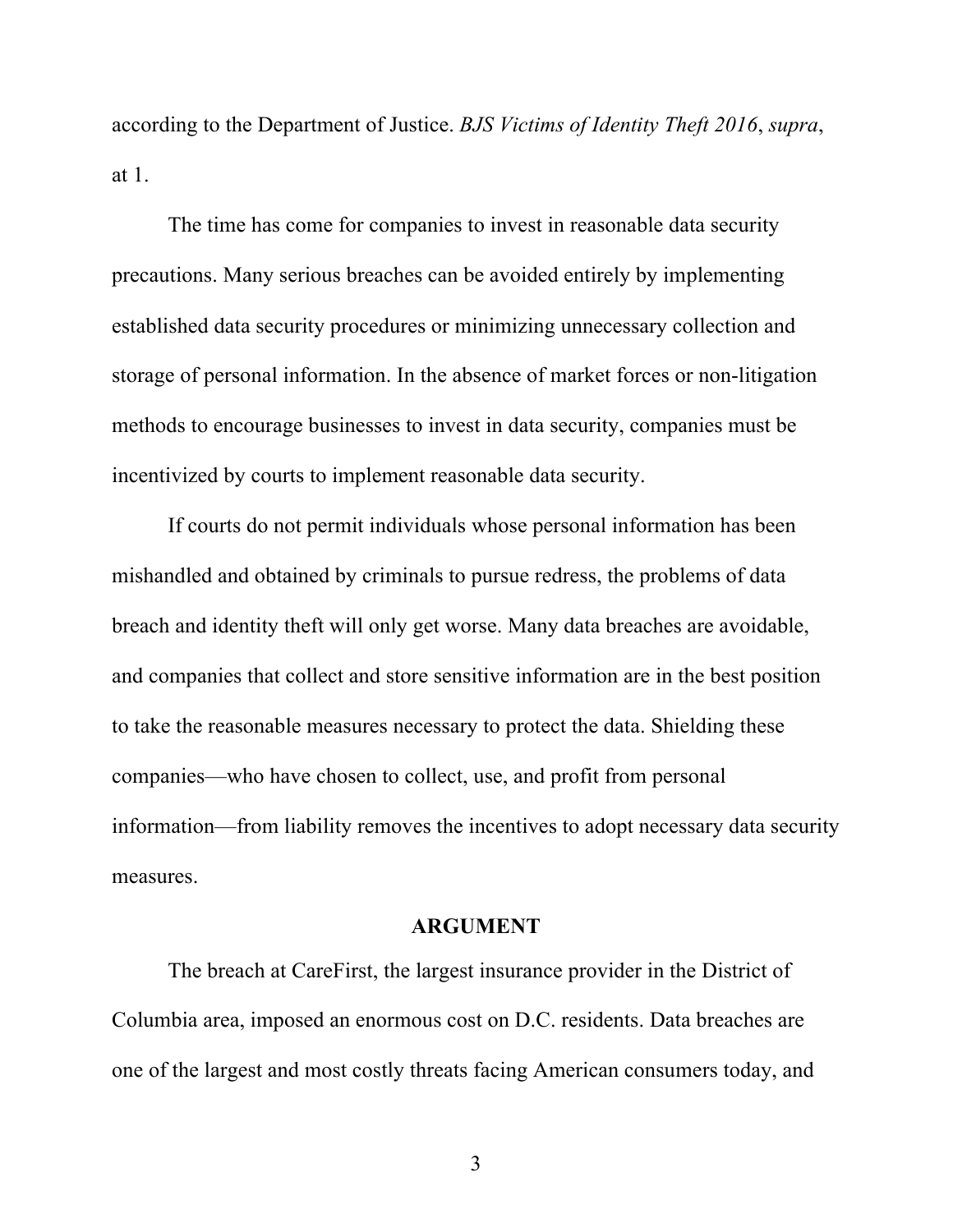according to the Department of Justice. *BJS Victims of Identity Theft 2016*, *supra*, at 1.

The time has come for companies to invest in reasonable data security precautions. Many serious breaches can be avoided entirely by implementing established data security procedures or minimizing unnecessary collection and storage of personal information. In the absence of market forces or non-litigation methods to encourage businesses to invest in data security, companies must be incentivized by courts to implement reasonable data security.

If courts do not permit individuals whose personal information has been mishandled and obtained by criminals to pursue redress, the problems of data breach and identity theft will only get worse. Many data breaches are avoidable, and companies that collect and store sensitive information are in the best position to take the reasonable measures necessary to protect the data. Shielding these companies—who have chosen to collect, use, and profit from personal information—from liability removes the incentives to adopt necessary data security measures.

## ARGUMENT

The breach at CareFirst, the largest insurance provider in the District of Columbia area, imposed an enormous cost on D.C. residents. Data breaches are one of the largest and most costly threats facing American consumers today, and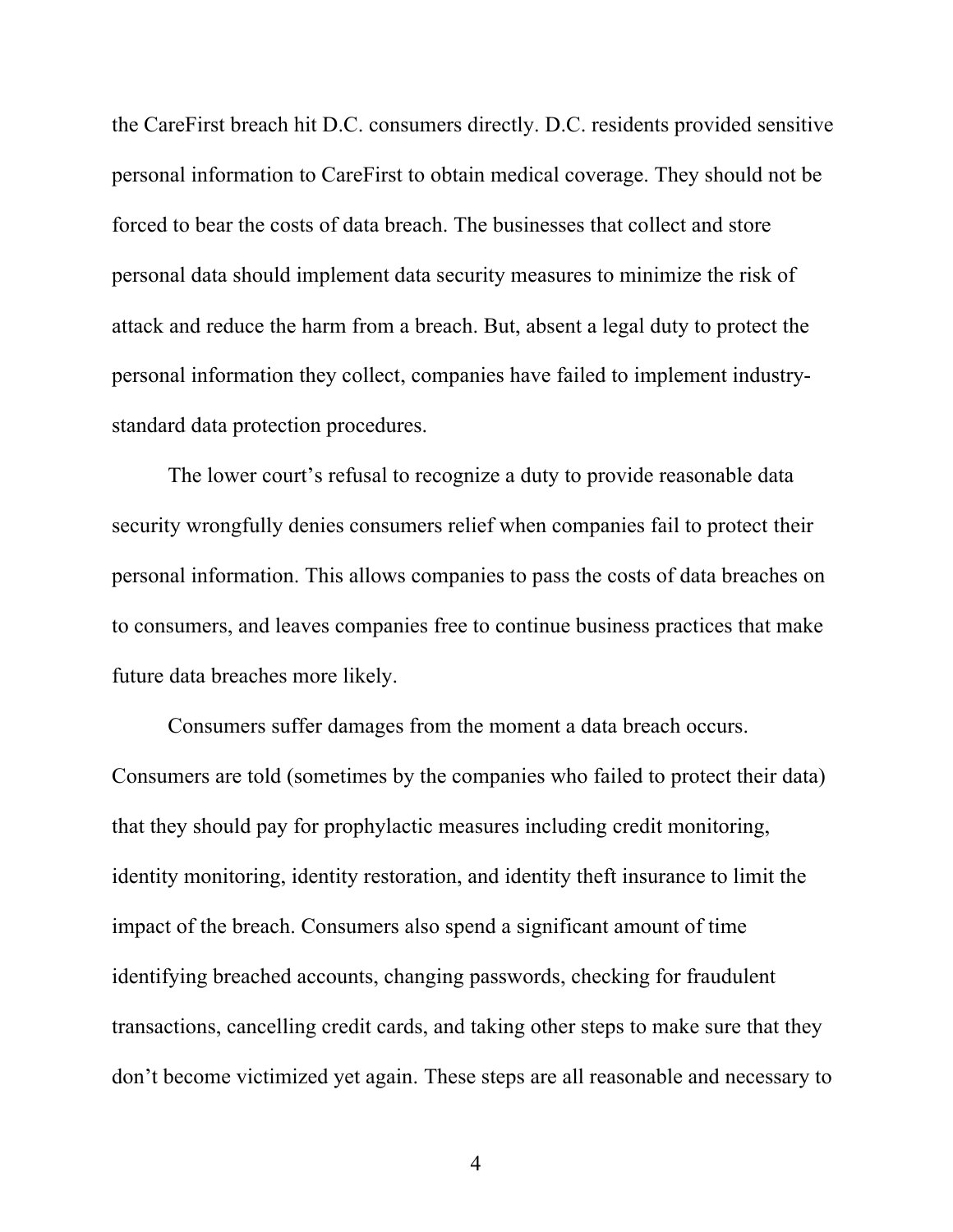the CareFirst breach hit D.C. consumers directly. D.C. residents provided sensitive personal information to CareFirst to obtain medical coverage. They should not be forced to bear the costs of data breach. The businesses that collect and store personal data should implement data security measures to minimize the risk of attack and reduce the harm from a breach. But, absent a legal duty to protect the personal information they collect, companies have failed to implement industry-standard data protection procedures.

The lower court's refusal to recognize a duty to provide reasonable data security wrongfully denies consumers relief when companies fail to protect their personal information. This allows companies to pass the costs of data breaches on to consumers, and leaves companies free to continue business practices that make future data breaches more likely.

Consumers suffer damages from the moment a data breach occurs. Consumers are told (sometimes by the companies who failed to protect their data) that they should pay for prophylactic measures including credit monitoring, identity monitoring, identity restoration, and identity theft insurance to limit the impact of the breach. Consumers also spend a significant amount of time identifying breached accounts, changing passwords, checking for fraudulent transactions, cancelling credit cards, and taking other steps to make sure that they don't become victimized yet again. These steps are all reasonable and necessary to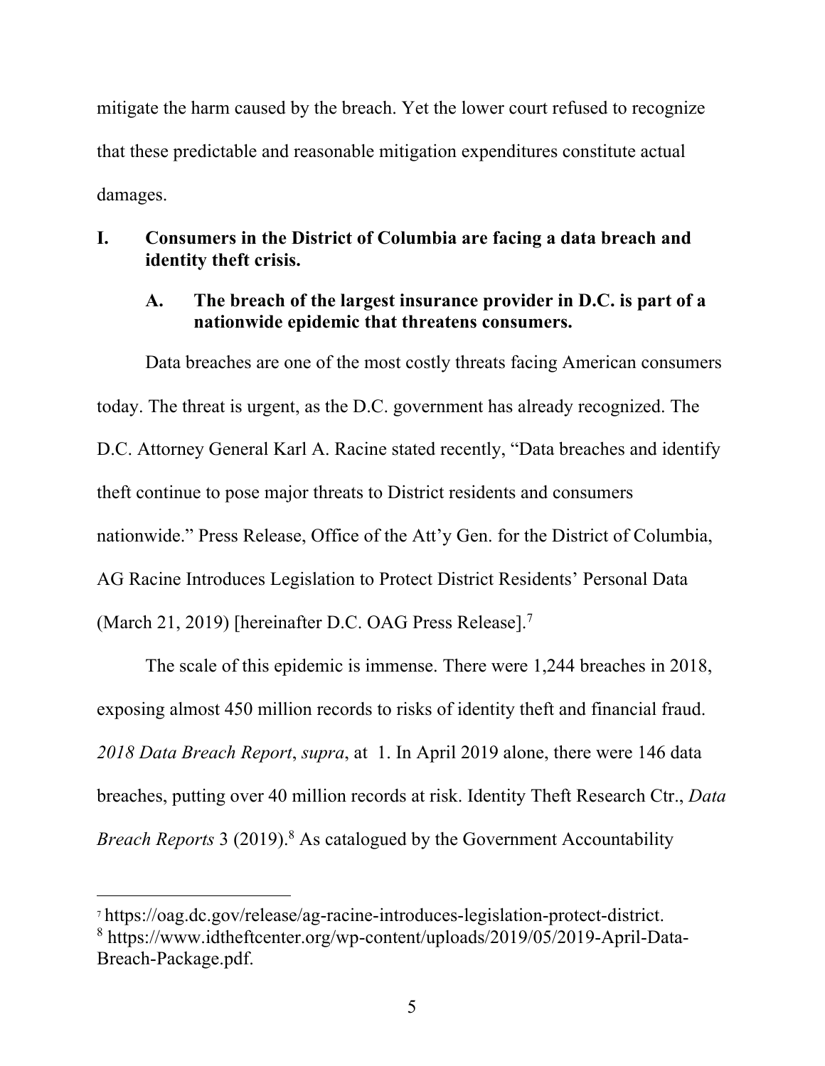mitigate the harm caused by the breach. Yet the lower court refused to recognize that these predictable and reasonable mitigation expenditures constitute actual damages.

## I. Consumers in the District of Columbia are facing a data breach and identity theft crisis.

### A. The breach of the largest insurance provider in D.C. is part of a nationwide epidemic that threatens consumers.

Data breaches are one of the most costly threats facing American consumers today. The threat is urgent, as the D.C. government has already recognized. The D.C. Attorney General Karl A. Racine stated recently, "Data breaches and identify theft continue to pose major threats to District residents and consumers nationwide." Press Release, Office of the Att'y Gen. for the District of Columbia, AG Racine Introduces Legislation to Protect District Residents' Personal Data (March 21, 2019) [hereinafter D.C. OAG Press Release].[7]

The scale of this epidemic is immense. There were 1,244 breaches in 2018, exposing almost 450 million records to risks of identity theft and financial fraud. *2018 Data Breach Report*, *supra*, at 1. In April 2019 alone, there were 146 data breaches, putting over 40 million records at risk. Identity Theft Research Ctr., *Data Breach Reports* 3 (2019).[8] As catalogued by the Government Accountability

---

[7] https://oag.dc.gov/release/ag-racine-introduces-legislation-protect-district.

[8] https://www.idtheftcenter.org/wp-content/uploads/2019/05/2019-April-Data-Breach-Package.pdf.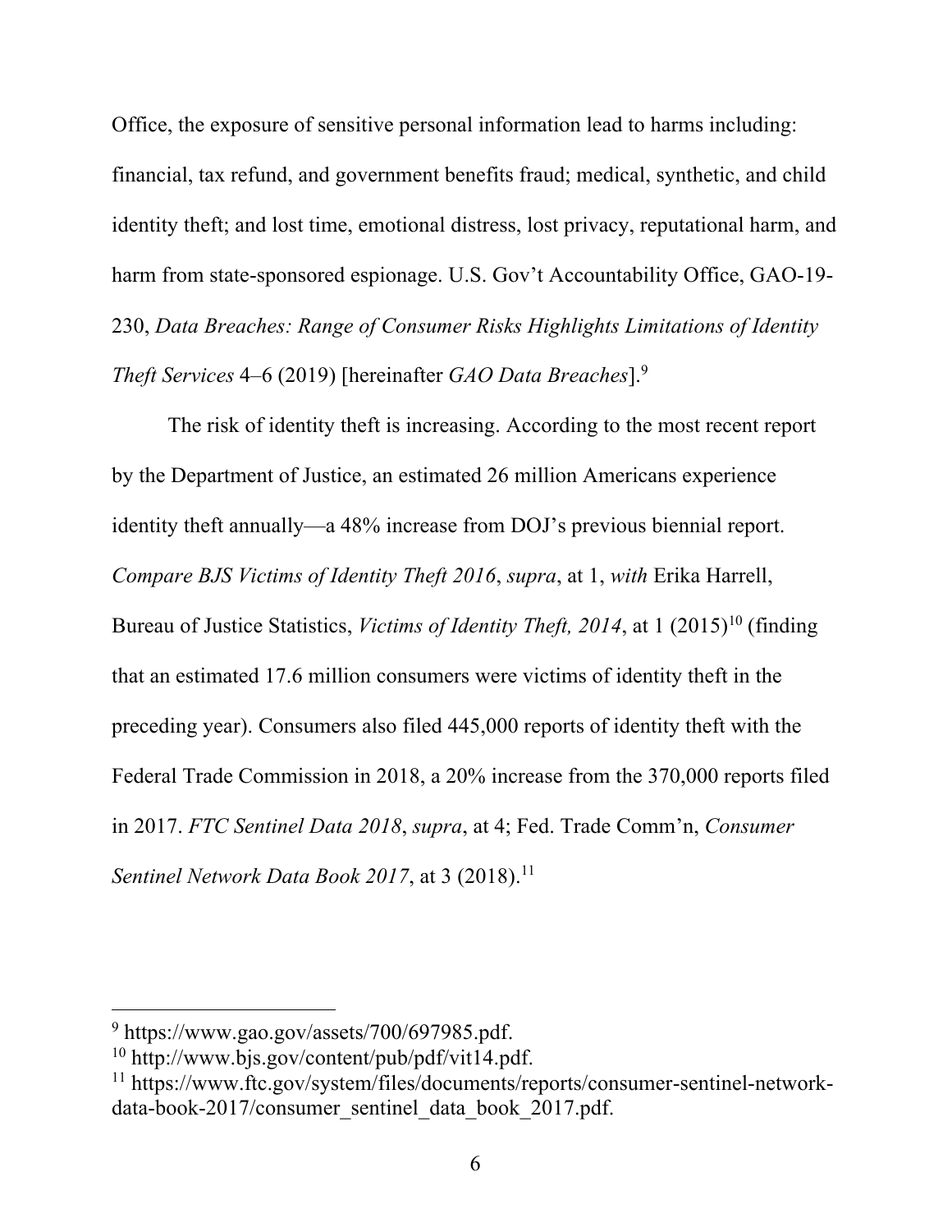Office, the exposure of sensitive personal information lead to harms including: financial, tax refund, and government benefits fraud; medical, synthetic, and child identity theft; and lost time, emotional distress, lost privacy, reputational harm, and harm from state-sponsored espionage. U.S. Gov't Accountability Office, GAO-19-230, *Data Breaches: Range of Consumer Risks Highlights Limitations of Identity Theft Services* 4–6 (2019) [hereinafter *GAO Data Breaches*].[9]

The risk of identity theft is increasing. According to the most recent report by the Department of Justice, an estimated 26 million Americans experience identity theft annually—a 48% increase from DOJ's previous biennial report. *Compare BJS Victims of Identity Theft 2016*, *supra*, at 1, *with* Erika Harrell, Bureau of Justice Statistics, *Victims of Identity Theft, 2014*, at 1 (2015)[10] (finding that an estimated 17.6 million consumers were victims of identity theft in the preceding year). Consumers also filed 445,000 reports of identity theft with the Federal Trade Commission in 2018, a 20% increase from the 370,000 reports filed in 2017. *FTC Sentinel Data 2018*, *supra*, at 4; Fed. Trade Comm'n, *Consumer Sentinel Network Data Book 2017*, at 3 (2018).[11]

---

[9] https://www.gao.gov/assets/700/697985.pdf.

[10] http://www.bjs.gov/content/pub/pdf/vit14.pdf.

[11] https://www.ftc.gov/system/files/documents/reports/consumer-sentinel-network-data-book-2017/consumer_sentinel_data_book_2017.pdf.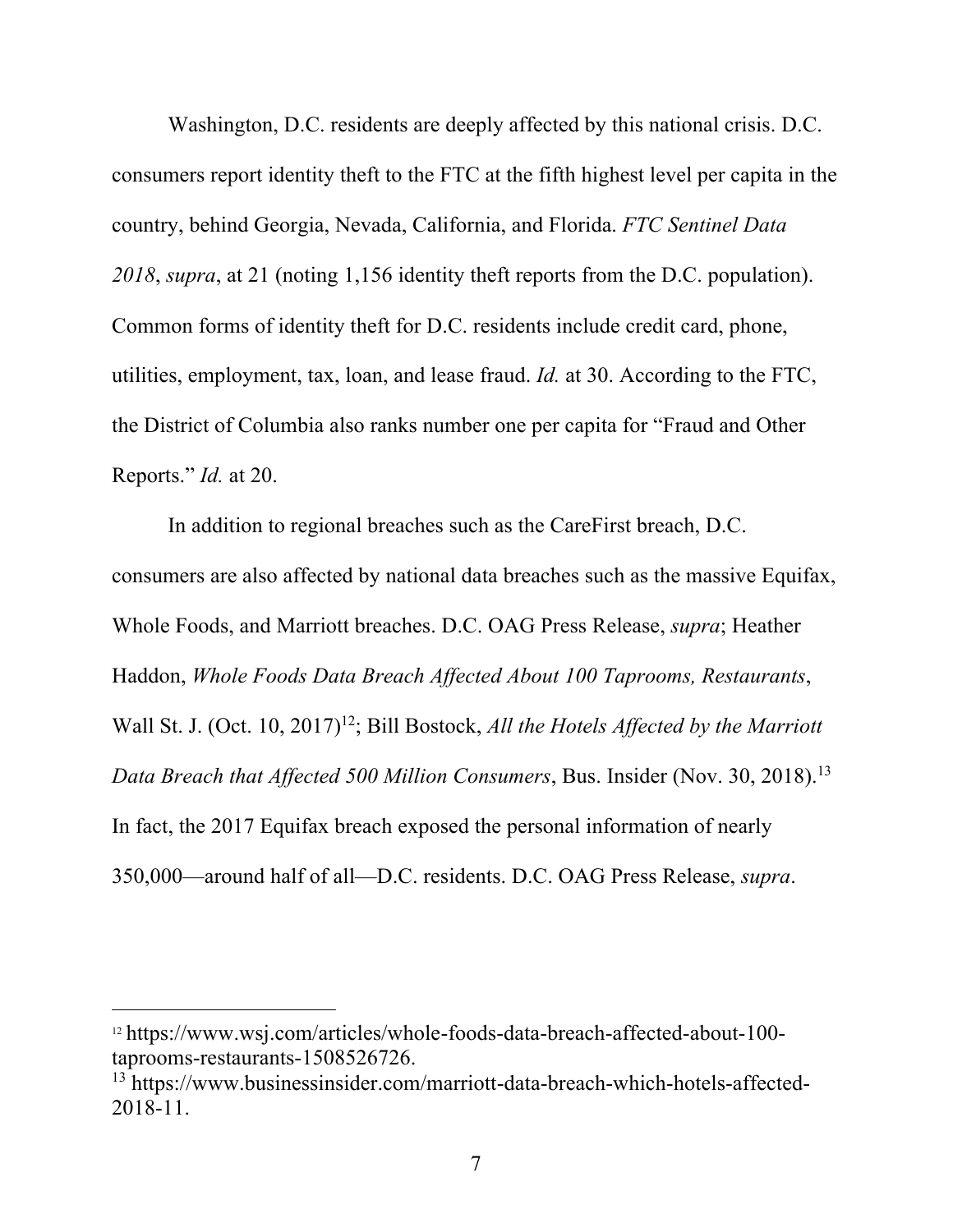Washington, D.C. residents are deeply affected by this national crisis. D.C. consumers report identity theft to the FTC at the fifth highest level per capita in the country, behind Georgia, Nevada, California, and Florida. *FTC Sentinel Data 2018*, *supra*, at 21 (noting 1,156 identity theft reports from the D.C. population). Common forms of identity theft for D.C. residents include credit card, phone, utilities, employment, tax, loan, and lease fraud. *Id.* at 30. According to the FTC, the District of Columbia also ranks number one per capita for "Fraud and Other Reports." *Id.* at 20.

In addition to regional breaches such as the CareFirst breach, D.C. consumers are also affected by national data breaches such as the massive Equifax, Whole Foods, and Marriott breaches. D.C. OAG Press Release, *supra*; Heather Haddon, *Whole Foods Data Breach Affected About 100 Taprooms, Restaurants*, Wall St. J. (Oct. 10, 2017)[12]; Bill Bostock, *All the Hotels Affected by the Marriott Data Breach that Affected 500 Million Consumers*, Bus. Insider (Nov. 30, 2018).[13] In fact, the 2017 Equifax breach exposed the personal information of nearly 350,000—around half of all—D.C. residents. D.C. OAG Press Release, *supra*.

---

[12] https://www.wsj.com/articles/whole-foods-data-breach-affected-about-100-taprooms-restaurants-1508526726.

[13] https://www.businessinsider.com/marriott-data-breach-which-hotels-affected-2018-11.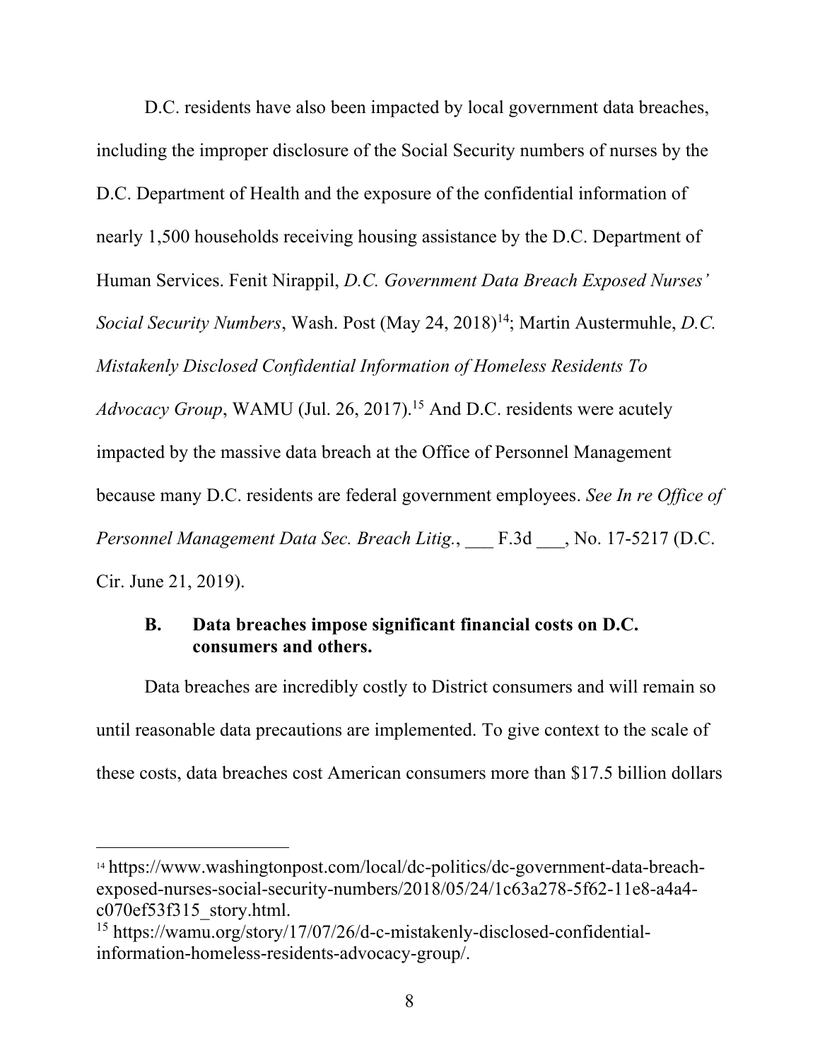D.C. residents have also been impacted by local government data breaches, including the improper disclosure of the Social Security numbers of nurses by the D.C. Department of Health and the exposure of the confidential information of nearly 1,500 households receiving housing assistance by the D.C. Department of Human Services. Fenit Nirappil, *D.C. Government Data Breach Exposed Nurses' Social Security Numbers*, Wash. Post (May 24, 2018)[14]; Martin Austermuhle, *D.C. Mistakenly Disclosed Confidential Information of Homeless Residents To Advocacy Group*, WAMU (Jul. 26, 2017).[15] And D.C. residents were acutely impacted by the massive data breach at the Office of Personnel Management because many D.C. residents are federal government employees. *See In re Office of Personnel Management Data Sec. Breach Litig.*, ___ F.3d ___, No. 17-5217 (D.C. Cir. June 21, 2019).

### B. Data breaches impose significant financial costs on D.C. consumers and others.

Data breaches are incredibly costly to District consumers and will remain so until reasonable data precautions are implemented. To give context to the scale of these costs, data breaches cost American consumers more than $17.5 billion dollars

---

[14] https://www.washingtonpost.com/local/dc-politics/dc-government-data-breach-exposed-nurses-social-security-numbers/2018/05/24/1c63a278-5f62-11e8-a4a4-c070ef53f315_story.html.

[15] https://wamu.org/story/17/07/26/d-c-mistakenly-disclosed-confidential-information-homeless-residents-advocacy-group/.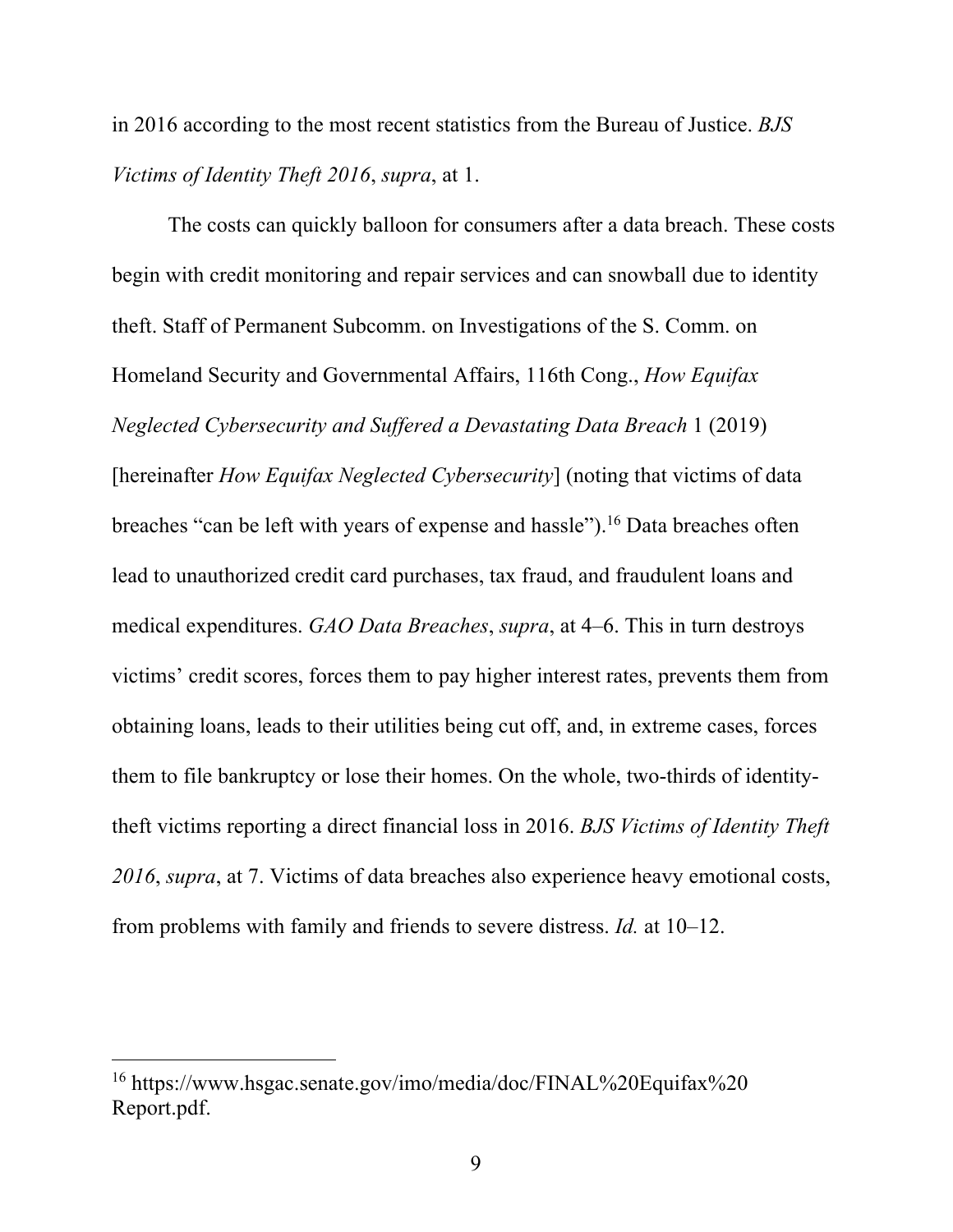in 2016 according to the most recent statistics from the Bureau of Justice. *BJS Victims of Identity Theft 2016*, *supra*, at 1.

The costs can quickly balloon for consumers after a data breach. These costs begin with credit monitoring and repair services and can snowball due to identity theft. Staff of Permanent Subcomm. on Investigations of the S. Comm. on Homeland Security and Governmental Affairs, 116th Cong., *How Equifax Neglected Cybersecurity and Suffered a Devastating Data Breach* 1 (2019) [hereinafter *How Equifax Neglected Cybersecurity*] (noting that victims of data breaches "can be left with years of expense and hassle").[16] Data breaches often lead to unauthorized credit card purchases, tax fraud, and fraudulent loans and medical expenditures. *GAO Data Breaches*, *supra*, at 4–6. This in turn destroys victims' credit scores, forces them to pay higher interest rates, prevents them from obtaining loans, leads to their utilities being cut off, and, in extreme cases, forces them to file bankruptcy or lose their homes. On the whole, two-thirds of identity-theft victims reporting a direct financial loss in 2016. *BJS Victims of Identity Theft 2016*, *supra*, at 7. Victims of data breaches also experience heavy emotional costs, from problems with family and friends to severe distress. *Id.* at 10–12.

---

[16] https://www.hsgac.senate.gov/imo/media/doc/FINAL%20Equifax%20 Report.pdf.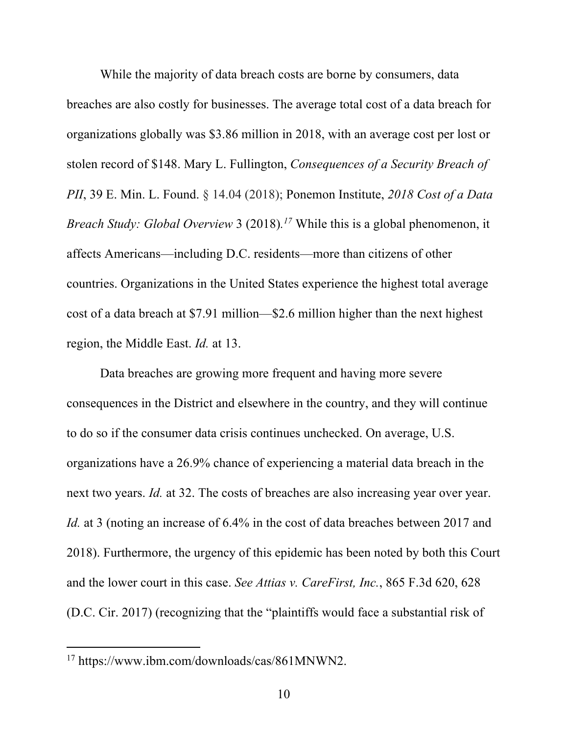While the majority of data breach costs are borne by consumers, data breaches are also costly for businesses. The average total cost of a data breach for organizations globally was $3.86 million in 2018, with an average cost per lost or stolen record of $148. Mary L. Fullington, *Consequences of a Security Breach of PII*, 39 E. Min. L. Found. § 14.04 (2018); Ponemon Institute, *2018 Cost of a Data Breach Study: Global Overview* 3 (2018).[17] While this is a global phenomenon, it affects Americans—including D.C. residents—more than citizens of other countries. Organizations in the United States experience the highest total average cost of a data breach at $7.91 million—$2.6 million higher than the next highest region, the Middle East. *Id.* at 13.

Data breaches are growing more frequent and having more severe consequences in the District and elsewhere in the country, and they will continue to do so if the consumer data crisis continues unchecked. On average, U.S. organizations have a 26.9% chance of experiencing a material data breach in the next two years. *Id.* at 32. The costs of breaches are also increasing year over year. *Id.* at 3 (noting an increase of 6.4% in the cost of data breaches between 2017 and 2018). Furthermore, the urgency of this epidemic has been noted by both this Court and the lower court in this case. *See Attias v. CareFirst, Inc.*, 865 F.3d 620, 628 (D.C. Cir. 2017) (recognizing that the "plaintiffs would face a substantial risk of

---

[17] https://www.ibm.com/downloads/cas/861MNWN2.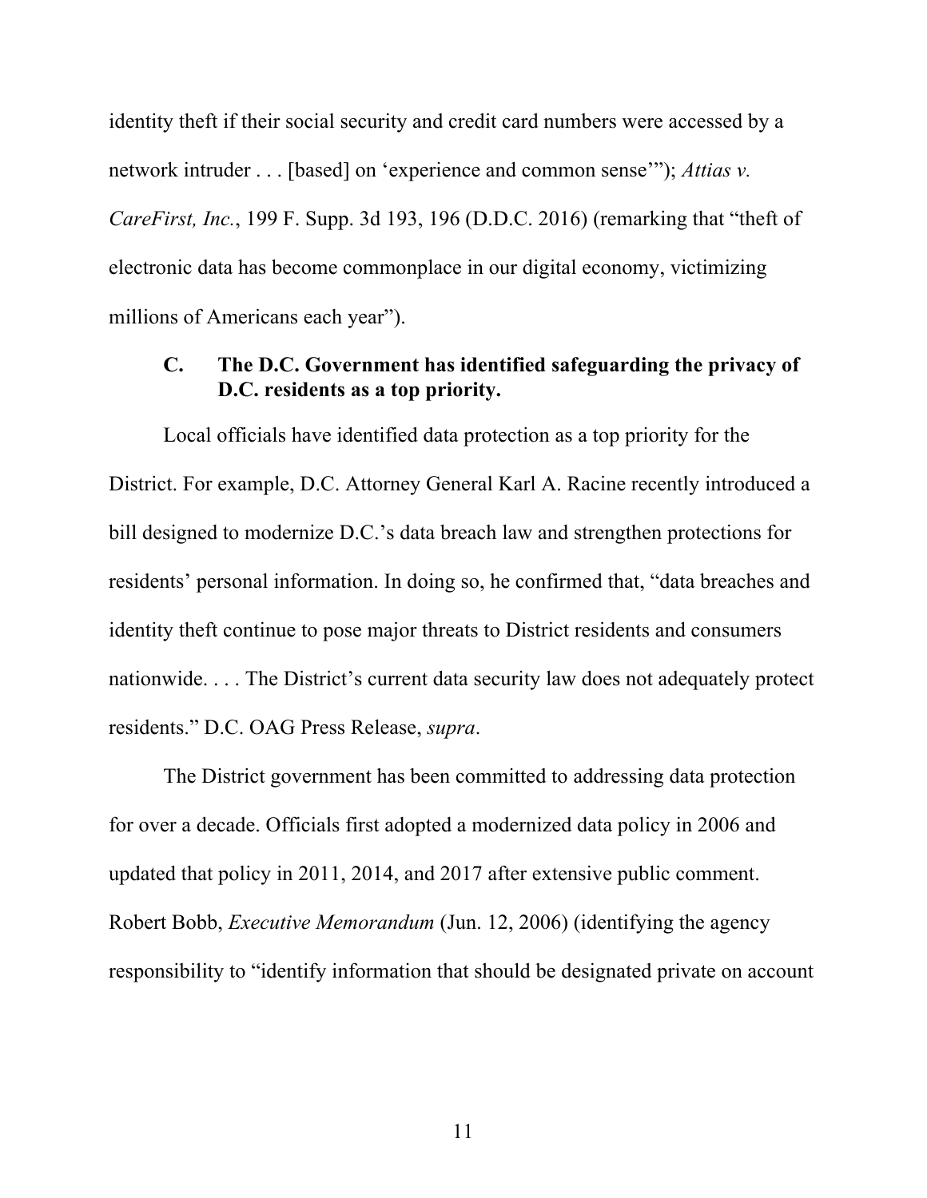identity theft if their social security and credit card numbers were accessed by a network intruder . . . [based] on 'experience and common sense'"); *Attias v. CareFirst, Inc.*, 199 F. Supp. 3d 193, 196 (D.D.C. 2016) (remarking that "theft of electronic data has become commonplace in our digital economy, victimizing millions of Americans each year").

### C. The D.C. Government has identified safeguarding the privacy of D.C. residents as a top priority.

Local officials have identified data protection as a top priority for the District. For example, D.C. Attorney General Karl A. Racine recently introduced a bill designed to modernize D.C.'s data breach law and strengthen protections for residents' personal information. In doing so, he confirmed that, "data breaches and identity theft continue to pose major threats to District residents and consumers nationwide. . . . The District's current data security law does not adequately protect residents." D.C. OAG Press Release, *supra*.

The District government has been committed to addressing data protection for over a decade. Officials first adopted a modernized data policy in 2006 and updated that policy in 2011, 2014, and 2017 after extensive public comment. Robert Bobb, *Executive Memorandum* (Jun. 12, 2006) (identifying the agency responsibility to "identify information that should be designated private on account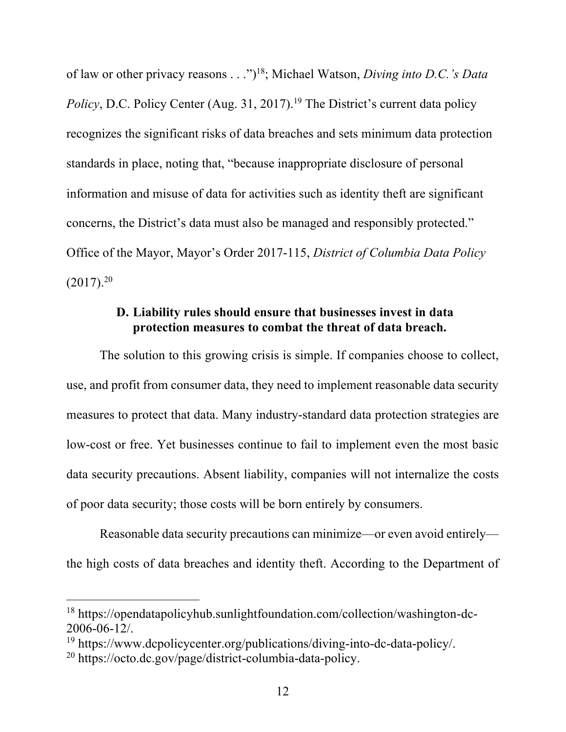of law or other privacy reasons . . .")[18]; Michael Watson, *Diving into D.C.'s Data Policy*, D.C. Policy Center (Aug. 31, 2017).[19] The District's current data policy recognizes the significant risks of data breaches and sets minimum data protection standards in place, noting that, "because inappropriate disclosure of personal information and misuse of data for activities such as identity theft are significant concerns, the District's data must also be managed and responsibly protected." Office of the Mayor, Mayor's Order 2017-115, *District of Columbia Data Policy* (2017).[20]

### D. Liability rules should ensure that businesses invest in data protection measures to combat the threat of data breach.

The solution to this growing crisis is simple. If companies choose to collect, use, and profit from consumer data, they need to implement reasonable data security measures to protect that data. Many industry-standard data protection strategies are low-cost or free. Yet businesses continue to fail to implement even the most basic data security precautions. Absent liability, companies will not internalize the costs of poor data security; those costs will be born entirely by consumers.

Reasonable data security precautions can minimize—or even avoid entirely—the high costs of data breaches and identity theft. According to the Department of

---

[18] https://opendatapolicyhub.sunlightfoundation.com/collection/washington-dc-2006-06-12/.

[19] https://www.dcpolicycenter.org/publications/diving-into-dc-data-policy/.

[20] https://octo.dc.gov/page/district-columbia-data-policy.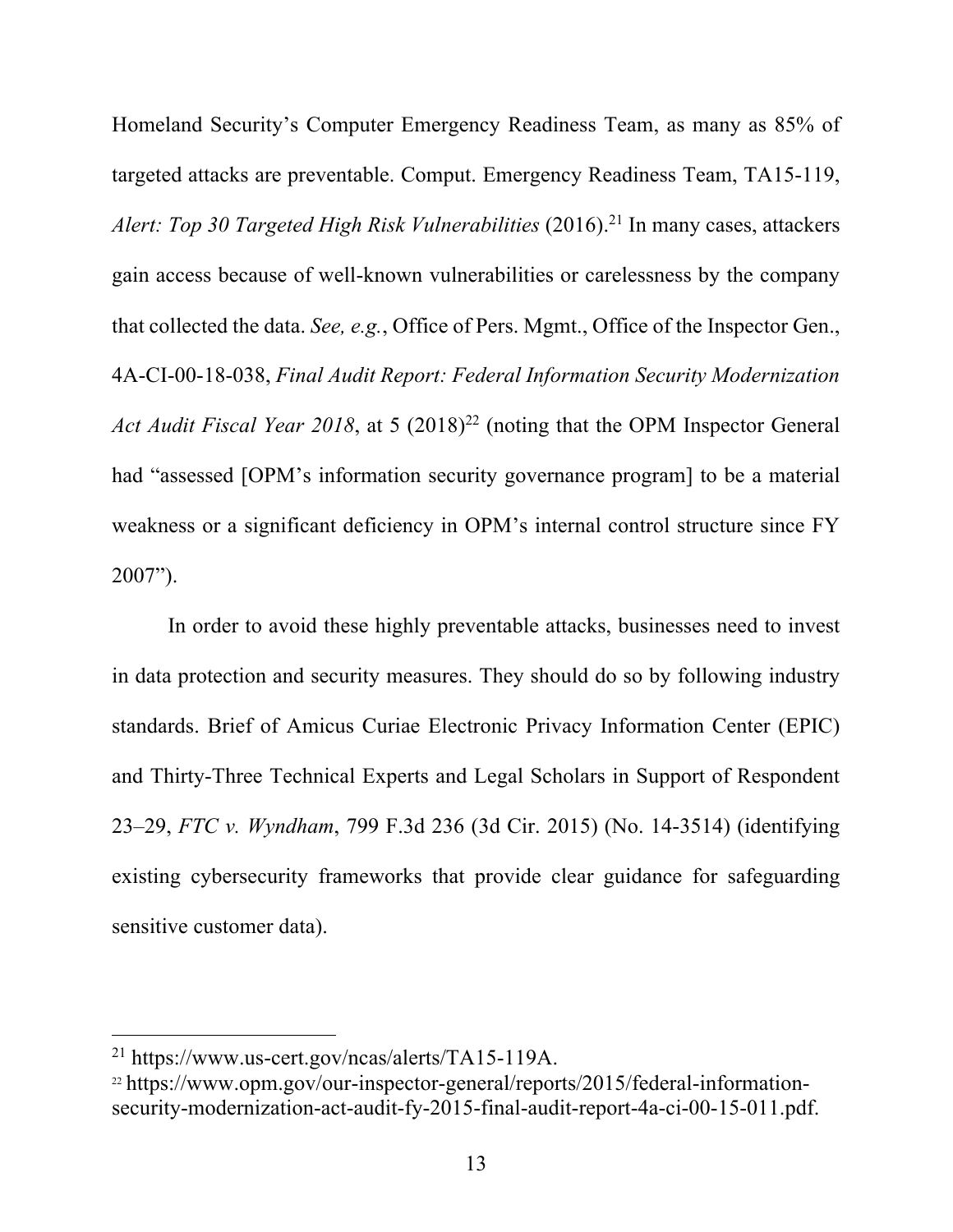Homeland Security's Computer Emergency Readiness Team, as many as 85% of targeted attacks are preventable. Comput. Emergency Readiness Team, TA15-119, *Alert: Top 30 Targeted High Risk Vulnerabilities* (2016).[21] In many cases, attackers gain access because of well-known vulnerabilities or carelessness by the company that collected the data. *See, e.g.*, Office of Pers. Mgmt., Office of the Inspector Gen., 4A-CI-00-18-038, *Final Audit Report: Federal Information Security Modernization Act Audit Fiscal Year 2018*, at 5 (2018)[22] (noting that the OPM Inspector General had "assessed [OPM's information security governance program] to be a material weakness or a significant deficiency in OPM's internal control structure since FY 2007").

In order to avoid these highly preventable attacks, businesses need to invest in data protection and security measures. They should do so by following industry standards. Brief of Amicus Curiae Electronic Privacy Information Center (EPIC) and Thirty-Three Technical Experts and Legal Scholars in Support of Respondent 23–29, *FTC v. Wyndham*, 799 F.3d 236 (3d Cir. 2015) (No. 14-3514) (identifying existing cybersecurity frameworks that provide clear guidance for safeguarding sensitive customer data).

---

[21] https://www.us-cert.gov/ncas/alerts/TA15-119A.

[22] https://www.opm.gov/our-inspector-general/reports/2015/federal-information-security-modernization-act-audit-fy-2015-final-audit-report-4a-ci-00-15-011.pdf.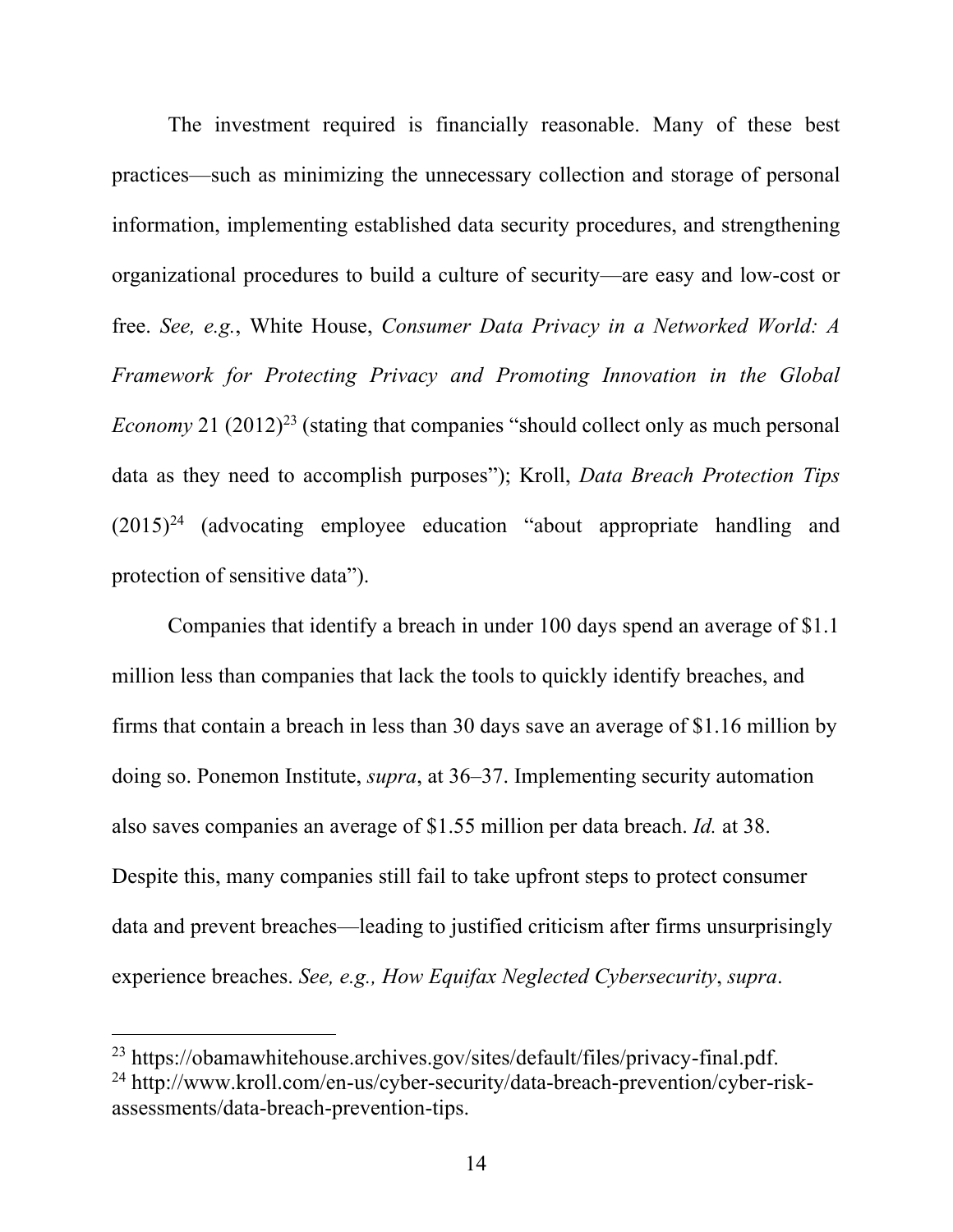The investment required is financially reasonable. Many of these best practices—such as minimizing the unnecessary collection and storage of personal information, implementing established data security procedures, and strengthening organizational procedures to build a culture of security—are easy and low-cost or free. *See, e.g.*, White House, *Consumer Data Privacy in a Networked World: A Framework for Protecting Privacy and Promoting Innovation in the Global Economy* 21 (2012)[23] (stating that companies "should collect only as much personal data as they need to accomplish purposes"); Kroll, *Data Breach Protection Tips* (2015)[24] (advocating employee education "about appropriate handling and protection of sensitive data").

Companies that identify a breach in under 100 days spend an average of $1.1 million less than companies that lack the tools to quickly identify breaches, and firms that contain a breach in less than 30 days save an average of $1.16 million by doing so. Ponemon Institute, *supra*, at 36–37. Implementing security automation also saves companies an average of $1.55 million per data breach. *Id.* at 38. Despite this, many companies still fail to take upfront steps to protect consumer data and prevent breaches—leading to justified criticism after firms unsurprisingly experience breaches. *See, e.g., How Equifax Neglected Cybersecurity*, *supra*.

---

[23] https://obamawhitehouse.archives.gov/sites/default/files/privacy-final.pdf.

[24] http://www.kroll.com/en-us/cyber-security/data-breach-prevention/cyber-risk-assessments/data-breach-prevention-tips.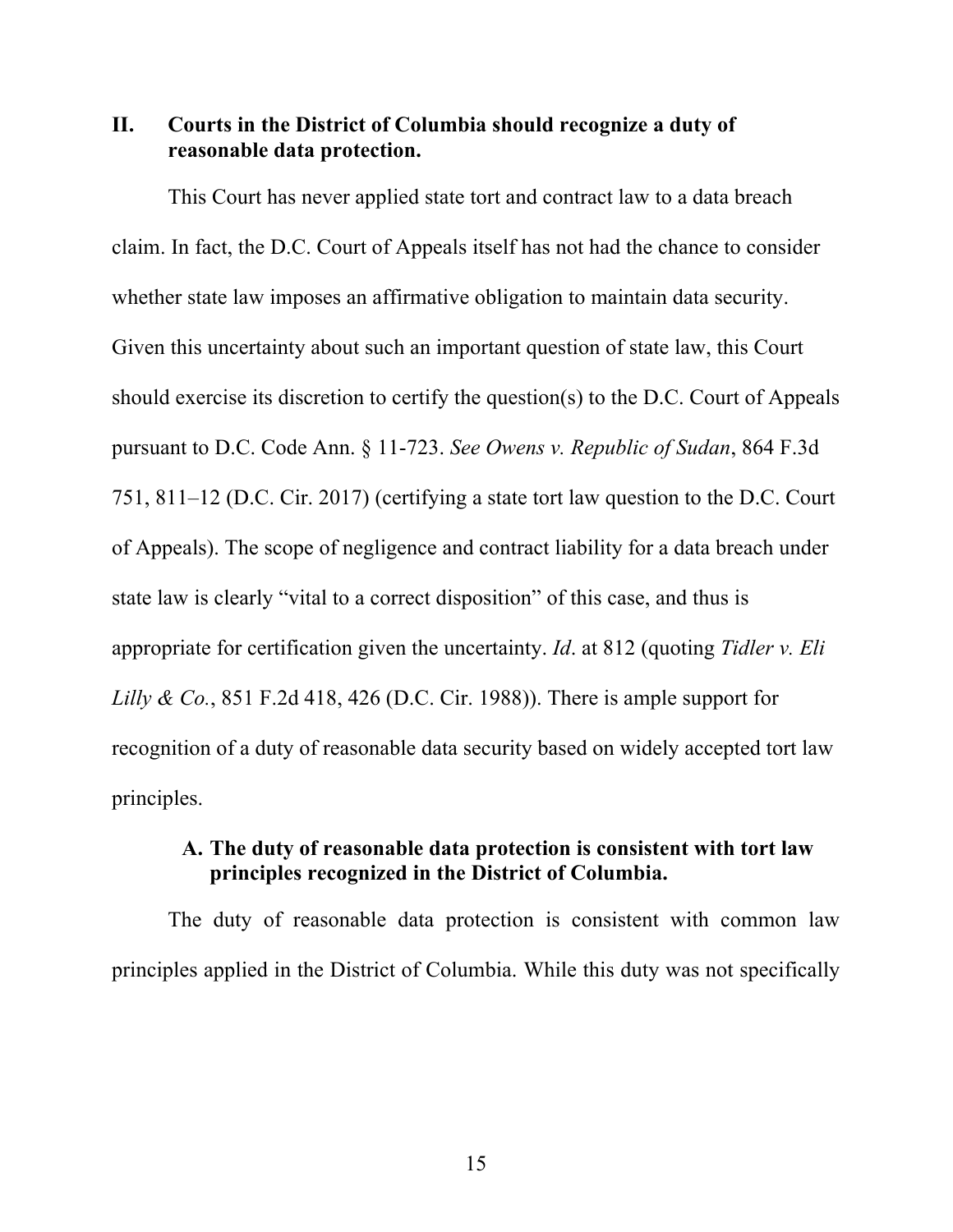## II. Courts in the District of Columbia should recognize a duty of reasonable data protection.

This Court has never applied state tort and contract law to a data breach claim. In fact, the D.C. Court of Appeals itself has not had the chance to consider whether state law imposes an affirmative obligation to maintain data security. Given this uncertainty about such an important question of state law, this Court should exercise its discretion to certify the question(s) to the D.C. Court of Appeals pursuant to D.C. Code Ann. § 11-723. *See Owens v. Republic of Sudan*, 864 F.3d 751, 811–12 (D.C. Cir. 2017) (certifying a state tort law question to the D.C. Court of Appeals). The scope of negligence and contract liability for a data breach under state law is clearly "vital to a correct disposition" of this case, and thus is appropriate for certification given the uncertainty. *Id*. at 812 (quoting *Tidler v. Eli Lilly & Co.*, 851 F.2d 418, 426 (D.C. Cir. 1988)). There is ample support for recognition of a duty of reasonable data security based on widely accepted tort law principles.

### A. The duty of reasonable data protection is consistent with tort law principles recognized in the District of Columbia.

The duty of reasonable data protection is consistent with common law principles applied in the District of Columbia. While this duty was not specifically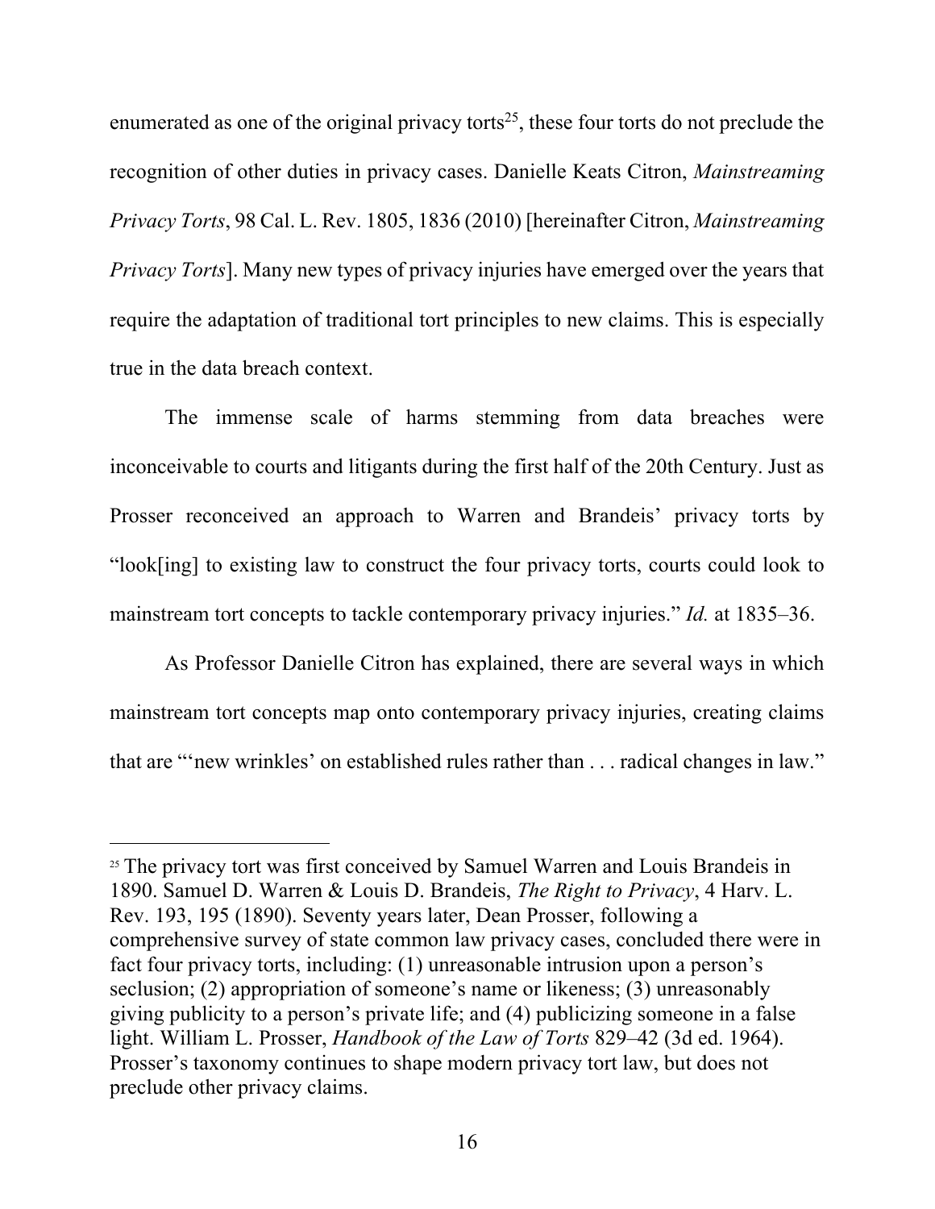enumerated as one of the original privacy torts[25], these four torts do not preclude the recognition of other duties in privacy cases. Danielle Keats Citron, *Mainstreaming Privacy Torts*, 98 Cal. L. Rev. 1805, 1836 (2010) [hereinafter Citron, *Mainstreaming Privacy Torts*]. Many new types of privacy injuries have emerged over the years that require the adaptation of traditional tort principles to new claims. This is especially true in the data breach context.

The immense scale of harms stemming from data breaches were inconceivable to courts and litigants during the first half of the 20th Century. Just as Prosser reconceived an approach to Warren and Brandeis' privacy torts by "look[ing] to existing law to construct the four privacy torts, courts could look to mainstream tort concepts to tackle contemporary privacy injuries." *Id.* at 1835–36.

As Professor Danielle Citron has explained, there are several ways in which mainstream tort concepts map onto contemporary privacy injuries, creating claims that are "'new wrinkles' on established rules rather than . . . radical changes in law."

---

[25] The privacy tort was first conceived by Samuel Warren and Louis Brandeis in 1890. Samuel D. Warren & Louis D. Brandeis, *The Right to Privacy*, 4 Harv. L. Rev. 193, 195 (1890). Seventy years later, Dean Prosser, following a comprehensive survey of state common law privacy cases, concluded there were in fact four privacy torts, including: (1) unreasonable intrusion upon a person's seclusion; (2) appropriation of someone's name or likeness; (3) unreasonably giving publicity to a person's private life; and (4) publicizing someone in a false light. William L. Prosser, *Handbook of the Law of Torts* 829–42 (3d ed. 1964). Prosser's taxonomy continues to shape modern privacy tort law, but does not preclude other privacy claims.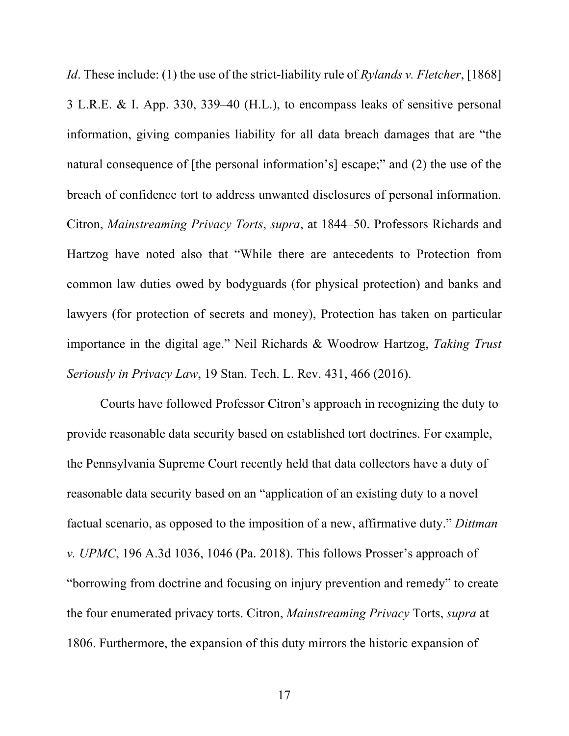*Id*. These include: (1) the use of the strict-liability rule of *Rylands v. Fletcher*, [1868] 3 L.R.E. & I. App. 330, 339–40 (H.L.), to encompass leaks of sensitive personal information, giving companies liability for all data breach damages that are "the natural consequence of [the personal information's] escape;" and (2) the use of the breach of confidence tort to address unwanted disclosures of personal information. Citron, *Mainstreaming Privacy Torts*, *supra*, at 1844–50. Professors Richards and Hartzog have noted also that "While there are antecedents to Protection from common law duties owed by bodyguards (for physical protection) and banks and lawyers (for protection of secrets and money), Protection has taken on particular importance in the digital age." Neil Richards & Woodrow Hartzog, *Taking Trust Seriously in Privacy Law*, 19 Stan. Tech. L. Rev. 431, 466 (2016).

Courts have followed Professor Citron's approach in recognizing the duty to provide reasonable data security based on established tort doctrines. For example, the Pennsylvania Supreme Court recently held that data collectors have a duty of reasonable data security based on an "application of an existing duty to a novel factual scenario, as opposed to the imposition of a new, affirmative duty." *Dittman v. UPMC*, 196 A.3d 1036, 1046 (Pa. 2018). This follows Prosser's approach of "borrowing from doctrine and focusing on injury prevention and remedy" to create the four enumerated privacy torts. Citron, *Mainstreaming Privacy* Torts, *supra* at 1806. Furthermore, the expansion of this duty mirrors the historic expansion of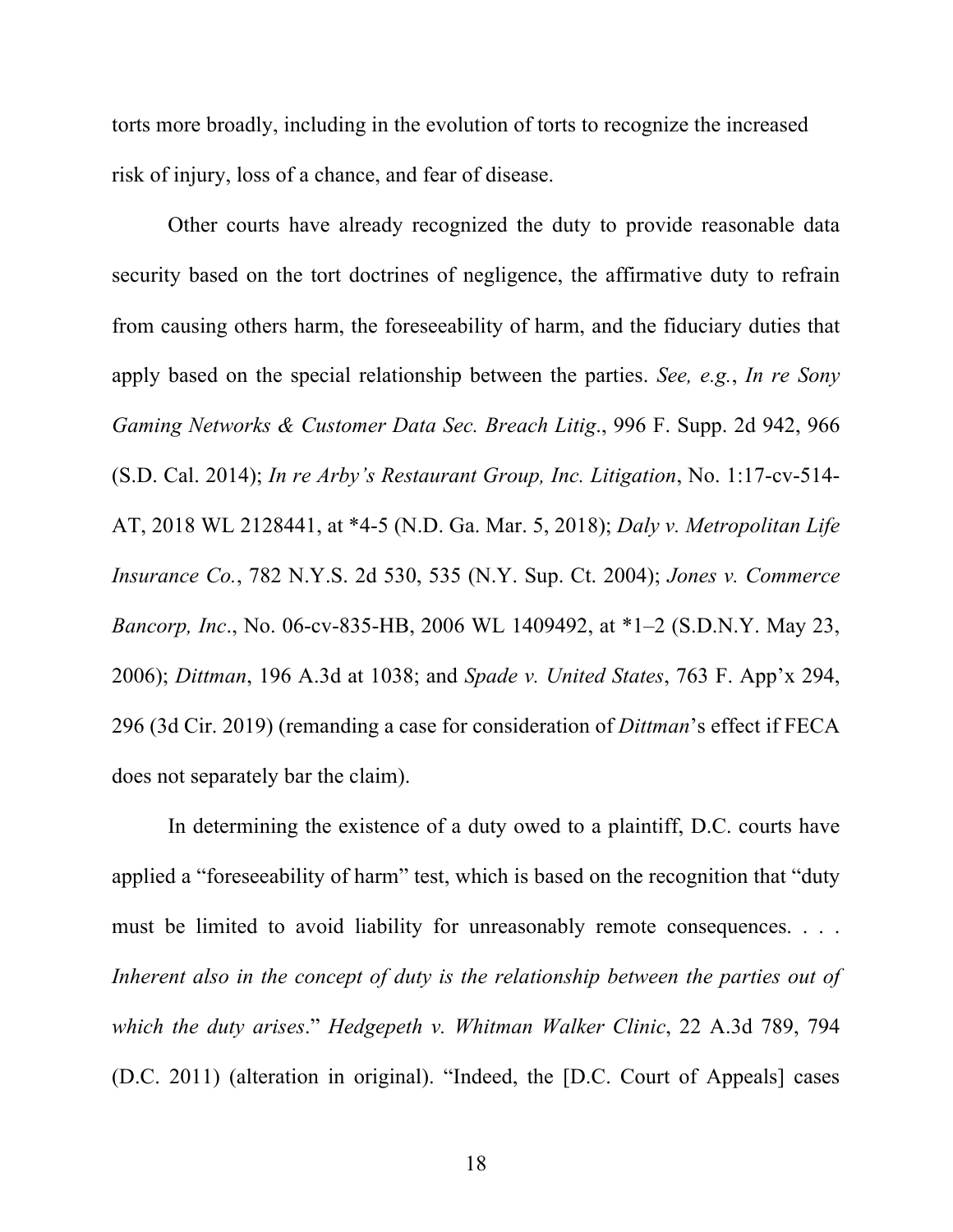torts more broadly, including in the evolution of torts to recognize the increased risk of injury, loss of a chance, and fear of disease.

Other courts have already recognized the duty to provide reasonable data security based on the tort doctrines of negligence, the affirmative duty to refrain from causing others harm, the foreseeability of harm, and the fiduciary duties that apply based on the special relationship between the parties. *See, e.g.*, *In re Sony Gaming Networks & Customer Data Sec. Breach Litig*., 996 F. Supp. 2d 942, 966 (S.D. Cal. 2014); *In re Arby's Restaurant Group, Inc. Litigation*, No. 1:17-cv-514-AT, 2018 WL 2128441, at *4-5 (N.D. Ga. Mar. 5, 2018); *Daly v. Metropolitan Life Insurance Co.*, 782 N.Y.S. 2d 530, 535 (N.Y. Sup. Ct. 2004); *Jones v. Commerce Bancorp, Inc*., No. 06-cv-835-HB, 2006 WL 1409492, at *1–2 (S.D.N.Y. May 23, 2006); *Dittman*, 196 A.3d at 1038; and *Spade v. United States*, 763 F. App'x 294, 296 (3d Cir. 2019) (remanding a case for consideration of *Dittman*'s effect if FECA does not separately bar the claim).

In determining the existence of a duty owed to a plaintiff, D.C. courts have applied a "foreseeability of harm" test, which is based on the recognition that "duty must be limited to avoid liability for unreasonably remote consequences. . . . *Inherent also in the concept of duty is the relationship between the parties out of which the duty arises*." *Hedgepeth v. Whitman Walker Clinic*, 22 A.3d 789, 794 (D.C. 2011) (alteration in original). "Indeed, the [D.C. Court of Appeals] cases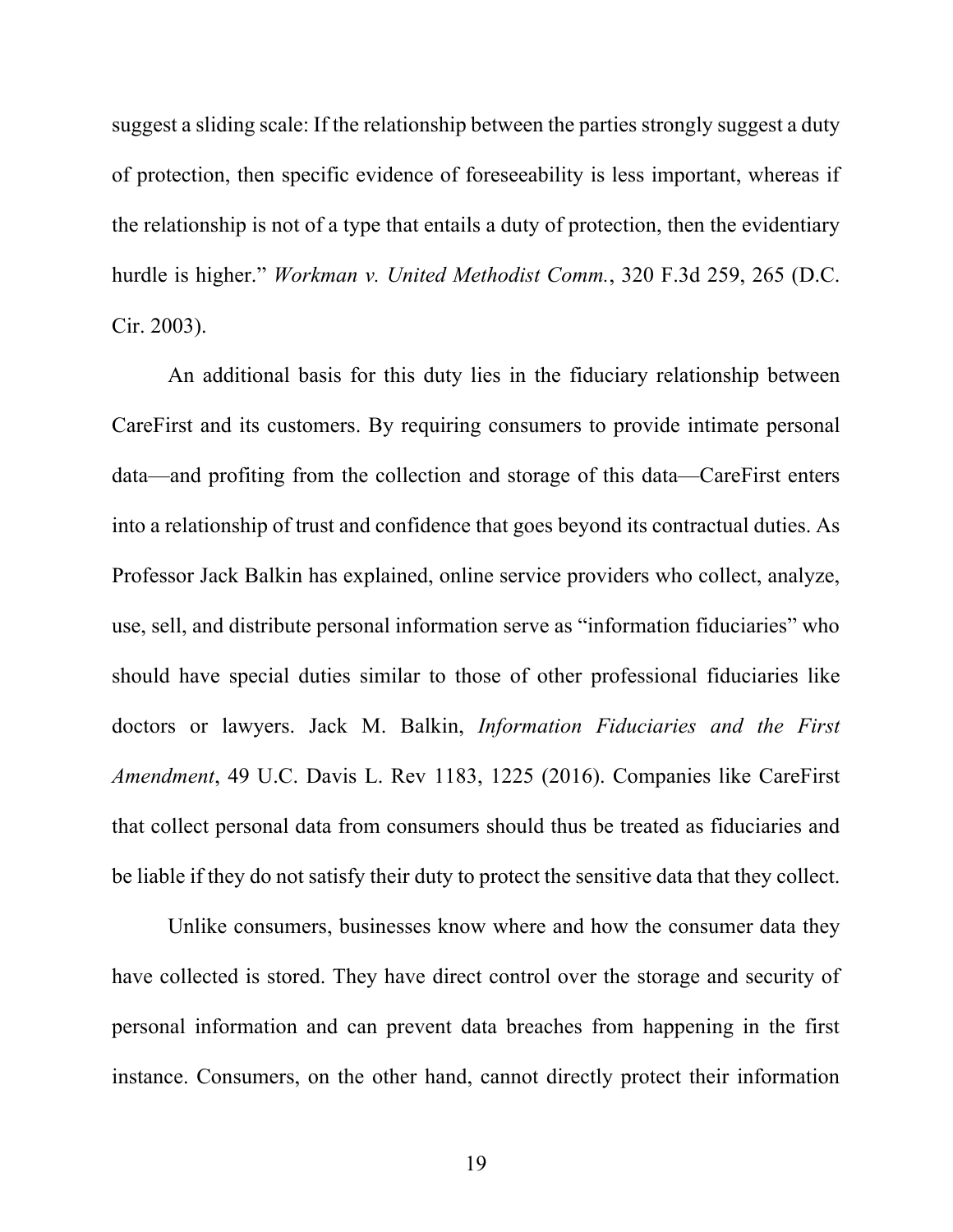suggest a sliding scale: If the relationship between the parties strongly suggest a duty of protection, then specific evidence of foreseeability is less important, whereas if the relationship is not of a type that entails a duty of protection, then the evidentiary hurdle is higher." *Workman v. United Methodist Comm.*, 320 F.3d 259, 265 (D.C. Cir. 2003).

An additional basis for this duty lies in the fiduciary relationship between CareFirst and its customers. By requiring consumers to provide intimate personal data—and profiting from the collection and storage of this data—CareFirst enters into a relationship of trust and confidence that goes beyond its contractual duties. As Professor Jack Balkin has explained, online service providers who collect, analyze, use, sell, and distribute personal information serve as "information fiduciaries" who should have special duties similar to those of other professional fiduciaries like doctors or lawyers. Jack M. Balkin, *Information Fiduciaries and the First Amendment*, 49 U.C. Davis L. Rev 1183, 1225 (2016). Companies like CareFirst that collect personal data from consumers should thus be treated as fiduciaries and be liable if they do not satisfy their duty to protect the sensitive data that they collect.

Unlike consumers, businesses know where and how the consumer data they have collected is stored. They have direct control over the storage and security of personal information and can prevent data breaches from happening in the first instance. Consumers, on the other hand, cannot directly protect their information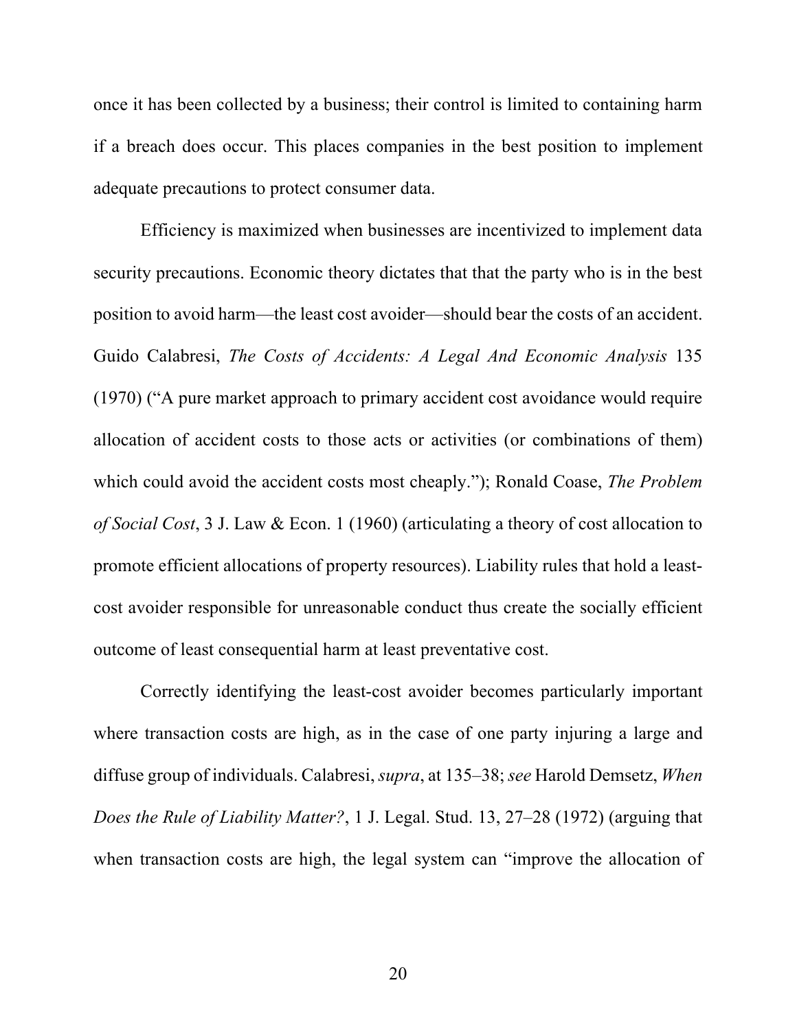once it has been collected by a business; their control is limited to containing harm if a breach does occur. This places companies in the best position to implement adequate precautions to protect consumer data.

Efficiency is maximized when businesses are incentivized to implement data security precautions. Economic theory dictates that that the party who is in the best position to avoid harm—the least cost avoider—should bear the costs of an accident. Guido Calabresi, *The Costs of Accidents: A Legal And Economic Analysis* 135 (1970) ("A pure market approach to primary accident cost avoidance would require allocation of accident costs to those acts or activities (or combinations of them) which could avoid the accident costs most cheaply."); Ronald Coase, *The Problem of Social Cost*, 3 J. Law & Econ. 1 (1960) (articulating a theory of cost allocation to promote efficient allocations of property resources). Liability rules that hold a least-cost avoider responsible for unreasonable conduct thus create the socially efficient outcome of least consequential harm at least preventative cost.

Correctly identifying the least-cost avoider becomes particularly important where transaction costs are high, as in the case of one party injuring a large and diffuse group of individuals. Calabresi, *supra*, at 135–38; *see* Harold Demsetz, *When Does the Rule of Liability Matter?*, 1 J. Legal. Stud. 13, 27–28 (1972) (arguing that when transaction costs are high, the legal system can "improve the allocation of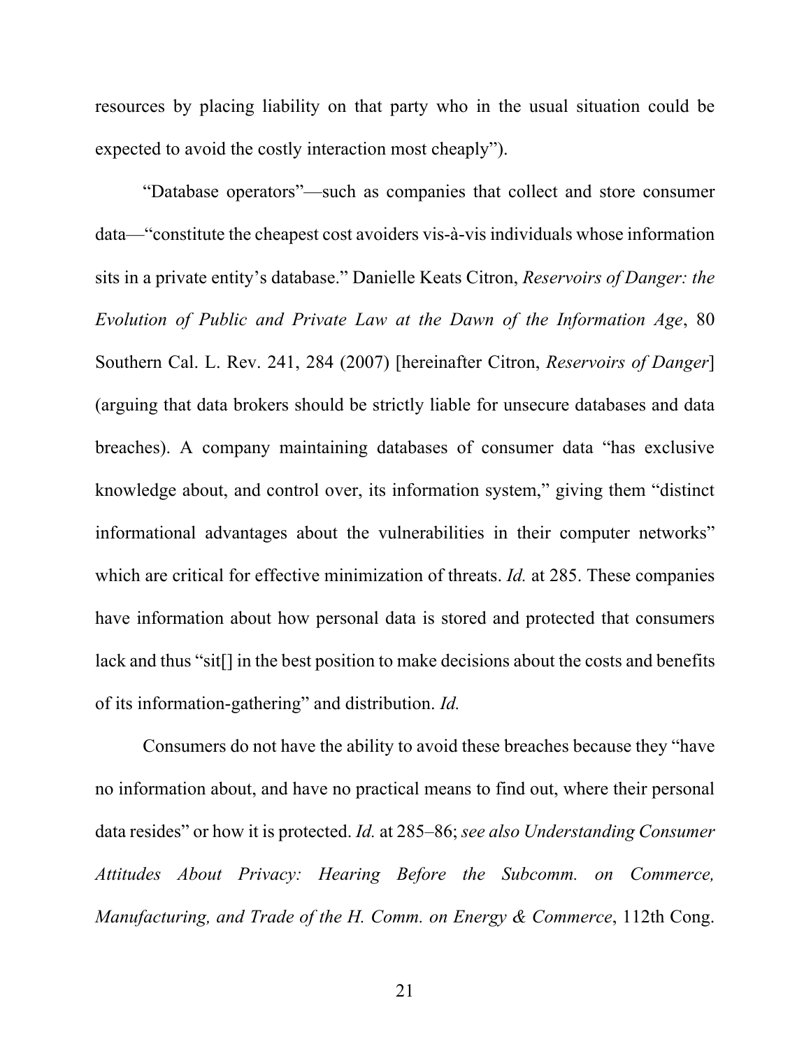resources by placing liability on that party who in the usual situation could be expected to avoid the costly interaction most cheaply").

"Database operators"—such as companies that collect and store consumer data—"constitute the cheapest cost avoiders vis-à-vis individuals whose information sits in a private entity's database." Danielle Keats Citron, *Reservoirs of Danger: the Evolution of Public and Private Law at the Dawn of the Information Age*, 80 Southern Cal. L. Rev. 241, 284 (2007) [hereinafter Citron, *Reservoirs of Danger*] (arguing that data brokers should be strictly liable for unsecure databases and data breaches). A company maintaining databases of consumer data "has exclusive knowledge about, and control over, its information system," giving them "distinct informational advantages about the vulnerabilities in their computer networks" which are critical for effective minimization of threats. *Id.* at 285. These companies have information about how personal data is stored and protected that consumers lack and thus "sit[] in the best position to make decisions about the costs and benefits of its information-gathering" and distribution. *Id.*

Consumers do not have the ability to avoid these breaches because they "have no information about, and have no practical means to find out, where their personal data resides" or how it is protected. *Id.* at 285–86; *see also Understanding Consumer Attitudes About Privacy: Hearing Before the Subcomm. on Commerce, Manufacturing, and Trade of the H. Comm. on Energy & Commerce*, 112th Cong.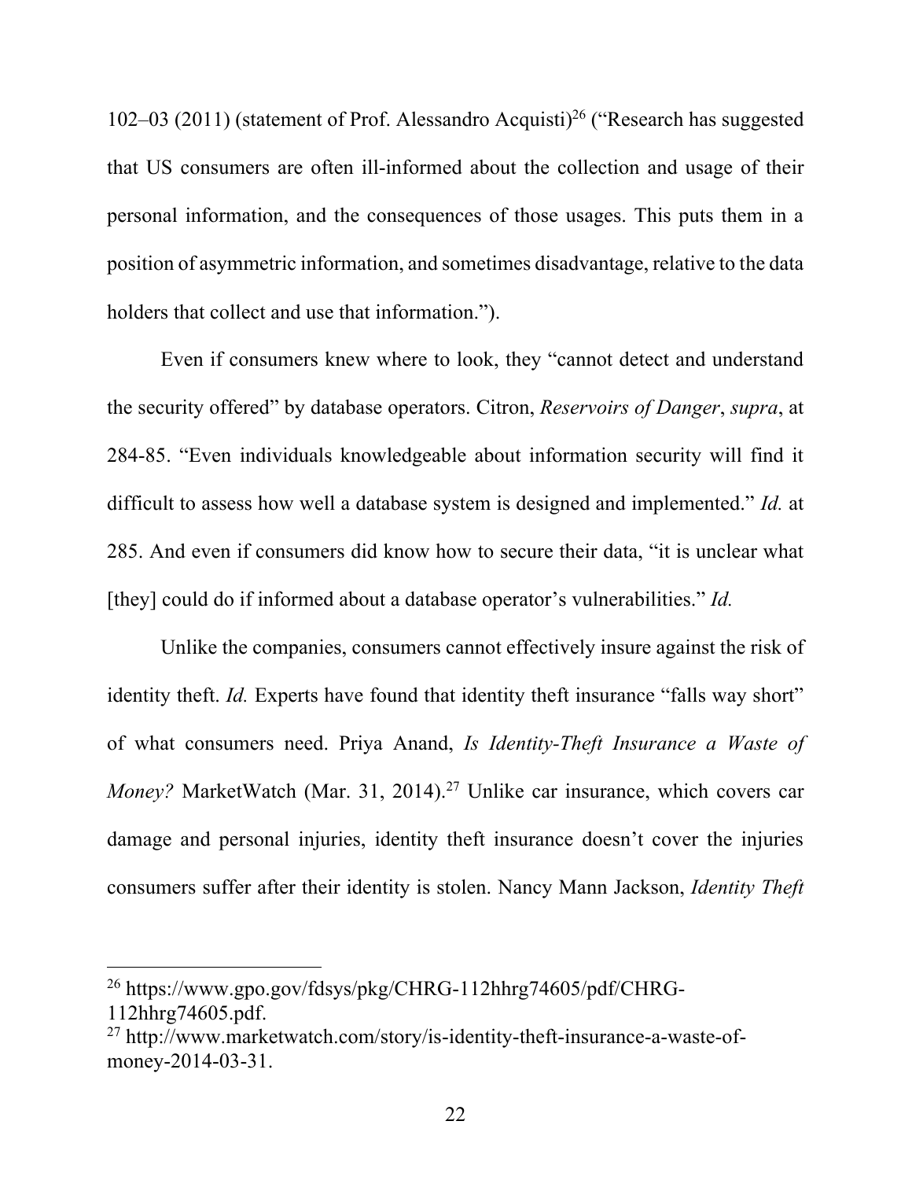102–03 (2011) (statement of Prof. Alessandro Acquisti)[26] ("Research has suggested that US consumers are often ill-informed about the collection and usage of their personal information, and the consequences of those usages. This puts them in a position of asymmetric information, and sometimes disadvantage, relative to the data holders that collect and use that information.").

Even if consumers knew where to look, they "cannot detect and understand the security offered" by database operators. Citron, *Reservoirs of Danger*, *supra*, at 284-85. "Even individuals knowledgeable about information security will find it difficult to assess how well a database system is designed and implemented." *Id.* at 285. And even if consumers did know how to secure their data, "it is unclear what [they] could do if informed about a database operator's vulnerabilities." *Id.*

Unlike the companies, consumers cannot effectively insure against the risk of identity theft. *Id.* Experts have found that identity theft insurance "falls way short" of what consumers need. Priya Anand, *Is Identity-Theft Insurance a Waste of Money?* MarketWatch (Mar. 31, 2014).[27] Unlike car insurance, which covers car damage and personal injuries, identity theft insurance doesn't cover the injuries consumers suffer after their identity is stolen. Nancy Mann Jackson, *Identity Theft*

---

[26] https://www.gpo.gov/fdsys/pkg/CHRG-112hhrg74605/pdf/CHRG-112hhrg74605.pdf.

[27] http://www.marketwatch.com/story/is-identity-theft-insurance-a-waste-of-money-2014-03-31.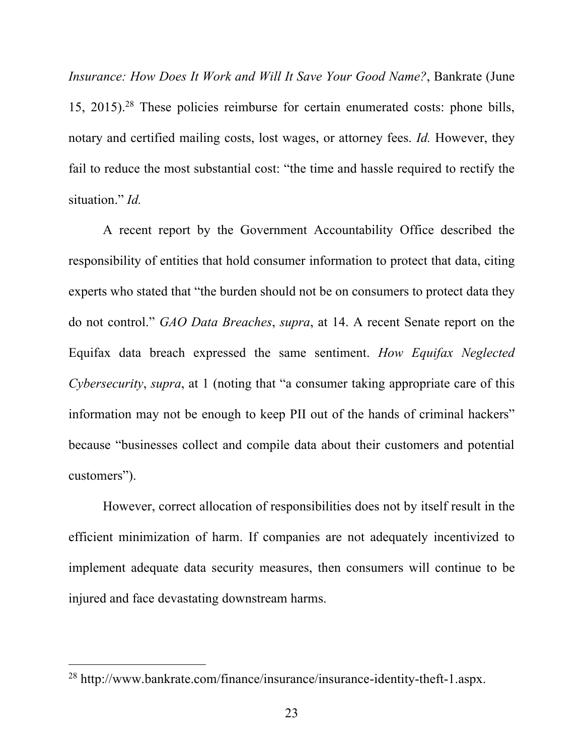*Insurance: How Does It Work and Will It Save Your Good Name?*, Bankrate (June 15, 2015).[28] These policies reimburse for certain enumerated costs: phone bills, notary and certified mailing costs, lost wages, or attorney fees. *Id.* However, they fail to reduce the most substantial cost: "the time and hassle required to rectify the situation." *Id.*

A recent report by the Government Accountability Office described the responsibility of entities that hold consumer information to protect that data, citing experts who stated that "the burden should not be on consumers to protect data they do not control." *GAO Data Breaches*, *supra*, at 14. A recent Senate report on the Equifax data breach expressed the same sentiment. *How Equifax Neglected Cybersecurity*, *supra*, at 1 (noting that "a consumer taking appropriate care of this information may not be enough to keep PII out of the hands of criminal hackers" because "businesses collect and compile data about their customers and potential customers").

However, correct allocation of responsibilities does not by itself result in the efficient minimization of harm. If companies are not adequately incentivized to implement adequate data security measures, then consumers will continue to be injured and face devastating downstream harms.

---

[28] http://www.bankrate.com/finance/insurance/insurance-identity-theft-1.aspx.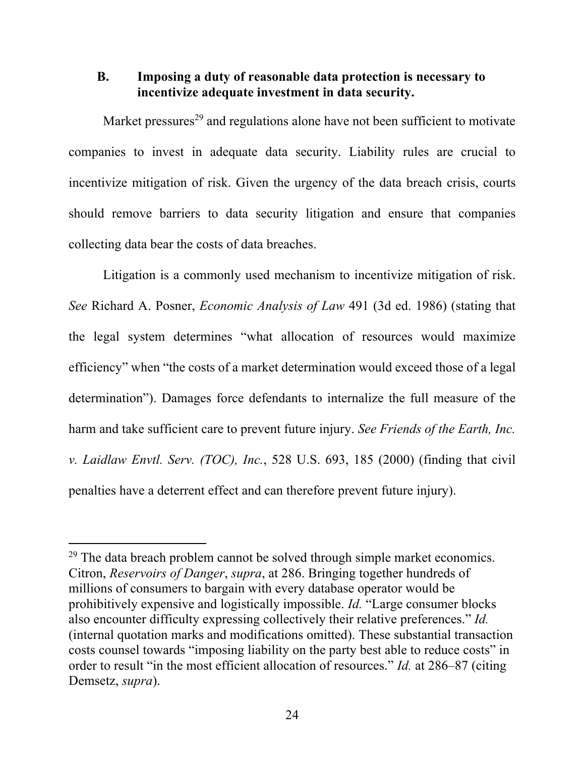### B. Imposing a duty of reasonable data protection is necessary to incentivize adequate investment in data security.

Market pressures[29] and regulations alone have not been sufficient to motivate companies to invest in adequate data security. Liability rules are crucial to incentivize mitigation of risk. Given the urgency of the data breach crisis, courts should remove barriers to data security litigation and ensure that companies collecting data bear the costs of data breaches.

Litigation is a commonly used mechanism to incentivize mitigation of risk. *See* Richard A. Posner, *Economic Analysis of Law* 491 (3d ed. 1986) (stating that the legal system determines "what allocation of resources would maximize efficiency" when "the costs of a market determination would exceed those of a legal determination"). Damages force defendants to internalize the full measure of the harm and take sufficient care to prevent future injury. *See Friends of the Earth, Inc. v. Laidlaw Envtl. Serv. (TOC), Inc.*, 528 U.S. 693, 185 (2000) (finding that civil penalties have a deterrent effect and can therefore prevent future injury).

---

[29] The data breach problem cannot be solved through simple market economics. Citron, *Reservoirs of Danger*, *supra*, at 286. Bringing together hundreds of millions of consumers to bargain with every database operator would be prohibitively expensive and logistically impossible. *Id.* "Large consumer blocks also encounter difficulty expressing collectively their relative preferences." *Id.* (internal quotation marks and modifications omitted). These substantial transaction costs counsel towards "imposing liability on the party best able to reduce costs" in order to result "in the most efficient allocation of resources." *Id.* at 286–87 (citing Demsetz, *supra*).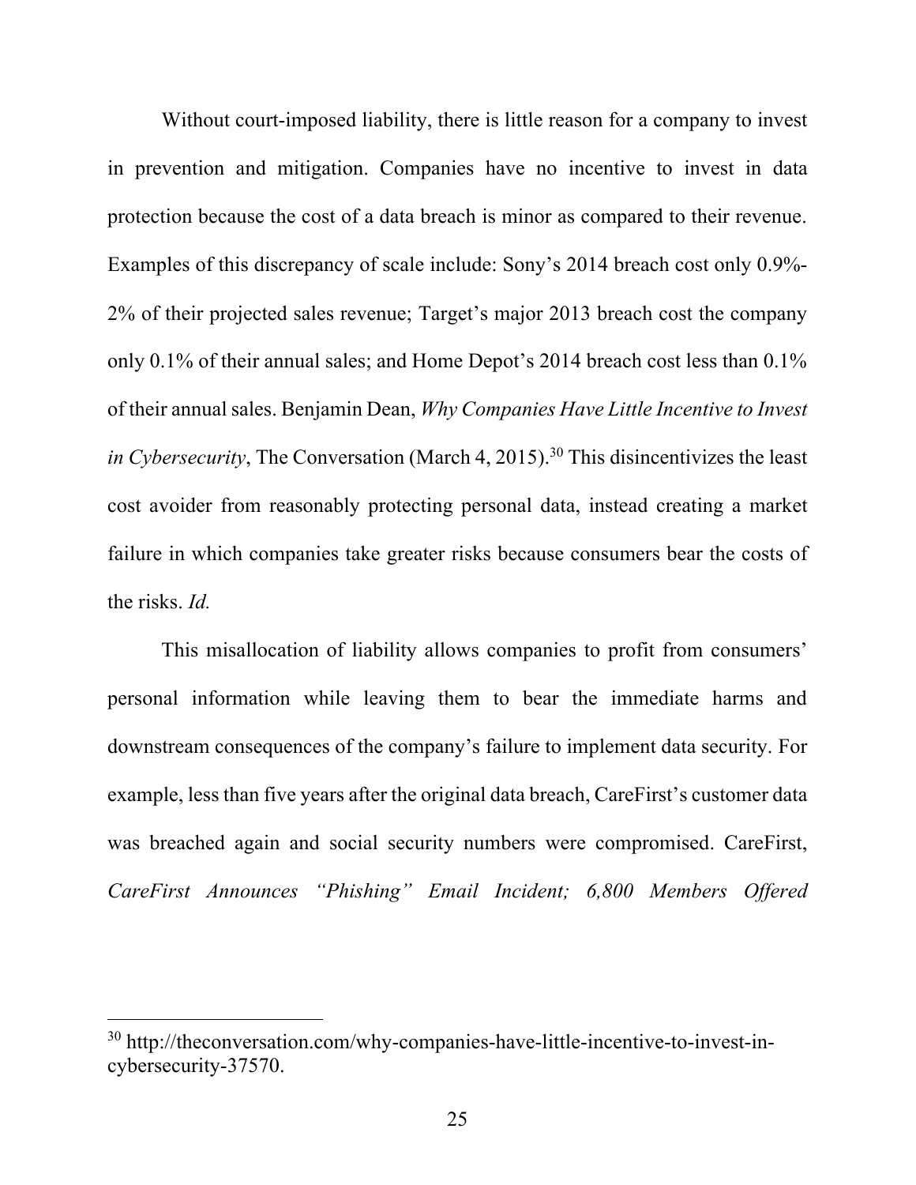Without court-imposed liability, there is little reason for a company to invest in prevention and mitigation. Companies have no incentive to invest in data protection because the cost of a data breach is minor as compared to their revenue. Examples of this discrepancy of scale include: Sony's 2014 breach cost only 0.9%-2% of their projected sales revenue; Target's major 2013 breach cost the company only 0.1% of their annual sales; and Home Depot's 2014 breach cost less than 0.1% of their annual sales. Benjamin Dean, *Why Companies Have Little Incentive to Invest in Cybersecurity*, The Conversation (March 4, 2015).[30] This disincentivizes the least cost avoider from reasonably protecting personal data, instead creating a market failure in which companies take greater risks because consumers bear the costs of the risks. *Id.*

This misallocation of liability allows companies to profit from consumers' personal information while leaving them to bear the immediate harms and downstream consequences of the company's failure to implement data security. For example, less than five years after the original data breach, CareFirst's customer data was breached again and social security numbers were compromised. CareFirst, *CareFirst Announces "Phishing" Email Incident; 6,800 Members Offered*

---

[30] http://theconversation.com/why-companies-have-little-incentive-to-invest-in-cybersecurity-37570.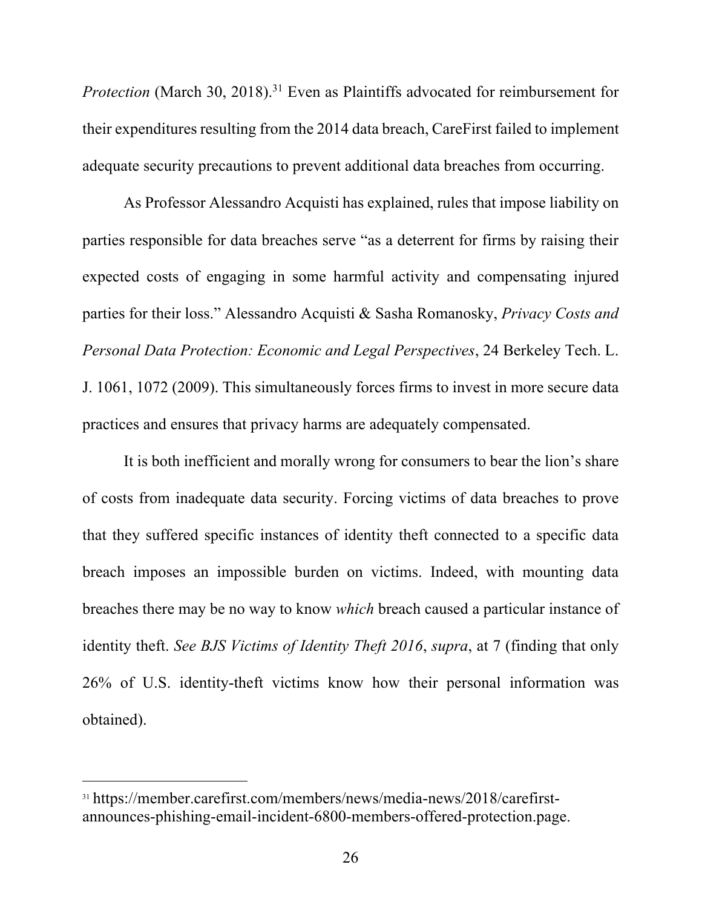*Protection* (March 30, 2018).[31] Even as Plaintiffs advocated for reimbursement for their expenditures resulting from the 2014 data breach, CareFirst failed to implement adequate security precautions to prevent additional data breaches from occurring.

As Professor Alessandro Acquisti has explained, rules that impose liability on parties responsible for data breaches serve "as a deterrent for firms by raising their expected costs of engaging in some harmful activity and compensating injured parties for their loss." Alessandro Acquisti & Sasha Romanosky, *Privacy Costs and Personal Data Protection: Economic and Legal Perspectives*, 24 Berkeley Tech. L. J. 1061, 1072 (2009). This simultaneously forces firms to invest in more secure data practices and ensures that privacy harms are adequately compensated.

It is both inefficient and morally wrong for consumers to bear the lion's share of costs from inadequate data security. Forcing victims of data breaches to prove that they suffered specific instances of identity theft connected to a specific data breach imposes an impossible burden on victims. Indeed, with mounting data breaches there may be no way to know *which* breach caused a particular instance of identity theft. *See BJS Victims of Identity Theft 2016*, *supra*, at 7 (finding that only 26% of U.S. identity-theft victims know how their personal information was obtained).

---

[31] https://member.carefirst.com/members/news/media-news/2018/carefirst-announces-phishing-email-incident-6800-members-offered-protection.page.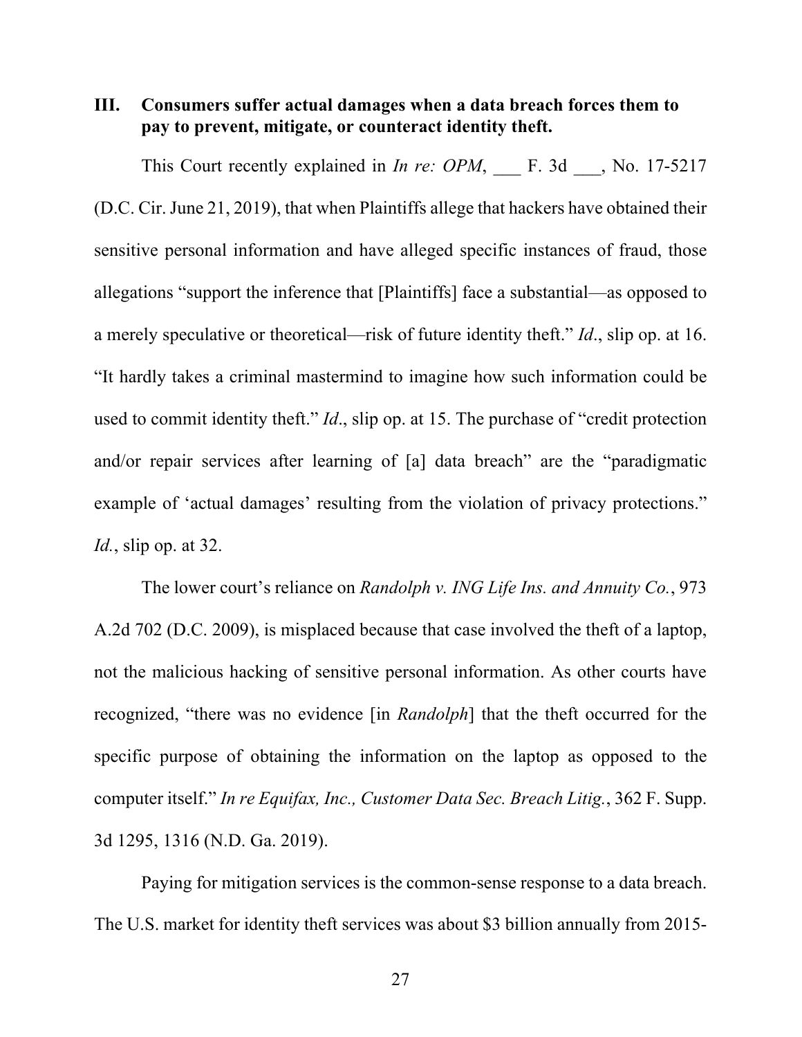## III. Consumers suffer actual damages when a data breach forces them to pay to prevent, mitigate, or counteract identity theft.

This Court recently explained in *In re: OPM*, ___ F. 3d ___, No. 17-5217 (D.C. Cir. June 21, 2019), that when Plaintiffs allege that hackers have obtained their sensitive personal information and have alleged specific instances of fraud, those allegations "support the inference that [Plaintiffs] face a substantial—as opposed to a merely speculative or theoretical—risk of future identity theft." *Id*., slip op. at 16. "It hardly takes a criminal mastermind to imagine how such information could be used to commit identity theft." *Id*., slip op. at 15. The purchase of "credit protection and/or repair services after learning of [a] data breach" are the "paradigmatic example of 'actual damages' resulting from the violation of privacy protections." *Id.*, slip op. at 32.

The lower court's reliance on *Randolph v. ING Life Ins. and Annuity Co.*, 973 A.2d 702 (D.C. 2009), is misplaced because that case involved the theft of a laptop, not the malicious hacking of sensitive personal information. As other courts have recognized, "there was no evidence [in *Randolph*] that the theft occurred for the specific purpose of obtaining the information on the laptop as opposed to the computer itself." *In re Equifax, Inc., Customer Data Sec. Breach Litig.*, 362 F. Supp. 3d 1295, 1316 (N.D. Ga. 2019).

Paying for mitigation services is the common-sense response to a data breach. The U.S. market for identity theft services was about $3 billion annually from 2015-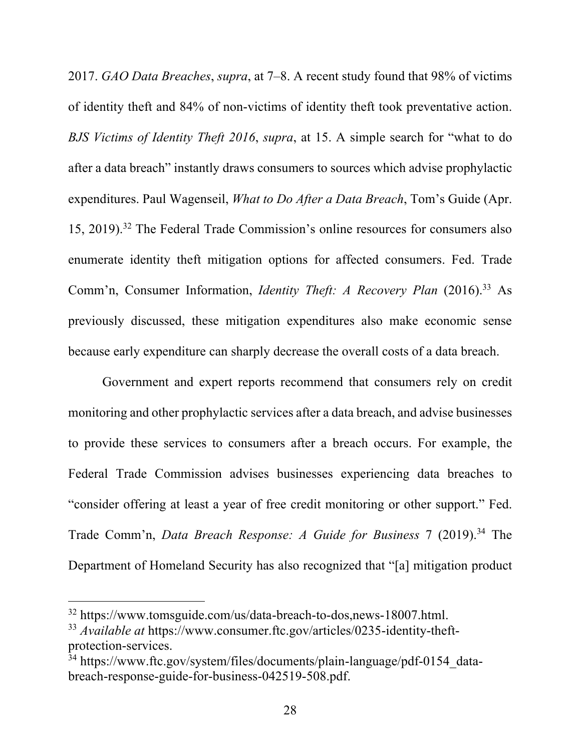2017. *GAO Data Breaches*, *supra*, at 7–8. A recent study found that 98% of victims of identity theft and 84% of non-victims of identity theft took preventative action. *BJS Victims of Identity Theft 2016*, *supra*, at 15. A simple search for "what to do after a data breach" instantly draws consumers to sources which advise prophylactic expenditures. Paul Wagenseil, *What to Do After a Data Breach*, Tom's Guide (Apr. 15, 2019).[32] The Federal Trade Commission's online resources for consumers also enumerate identity theft mitigation options for affected consumers. Fed. Trade Comm'n, Consumer Information, *Identity Theft: A Recovery Plan* (2016).[33] As previously discussed, these mitigation expenditures also make economic sense because early expenditure can sharply decrease the overall costs of a data breach.

Government and expert reports recommend that consumers rely on credit monitoring and other prophylactic services after a data breach, and advise businesses to provide these services to consumers after a breach occurs. For example, the Federal Trade Commission advises businesses experiencing data breaches to "consider offering at least a year of free credit monitoring or other support." Fed. Trade Comm'n, *Data Breach Response: A Guide for Business* 7 (2019).[34] The Department of Homeland Security has also recognized that "[a] mitigation product

---

[32] https://www.tomsguide.com/us/data-breach-to-dos,news-18007.html.

[33] *Available at* https://www.consumer.ftc.gov/articles/0235-identity-theft-protection-services.

[34] https://www.ftc.gov/system/files/documents/plain-language/pdf-0154_data-breach-response-guide-for-business-042519-508.pdf.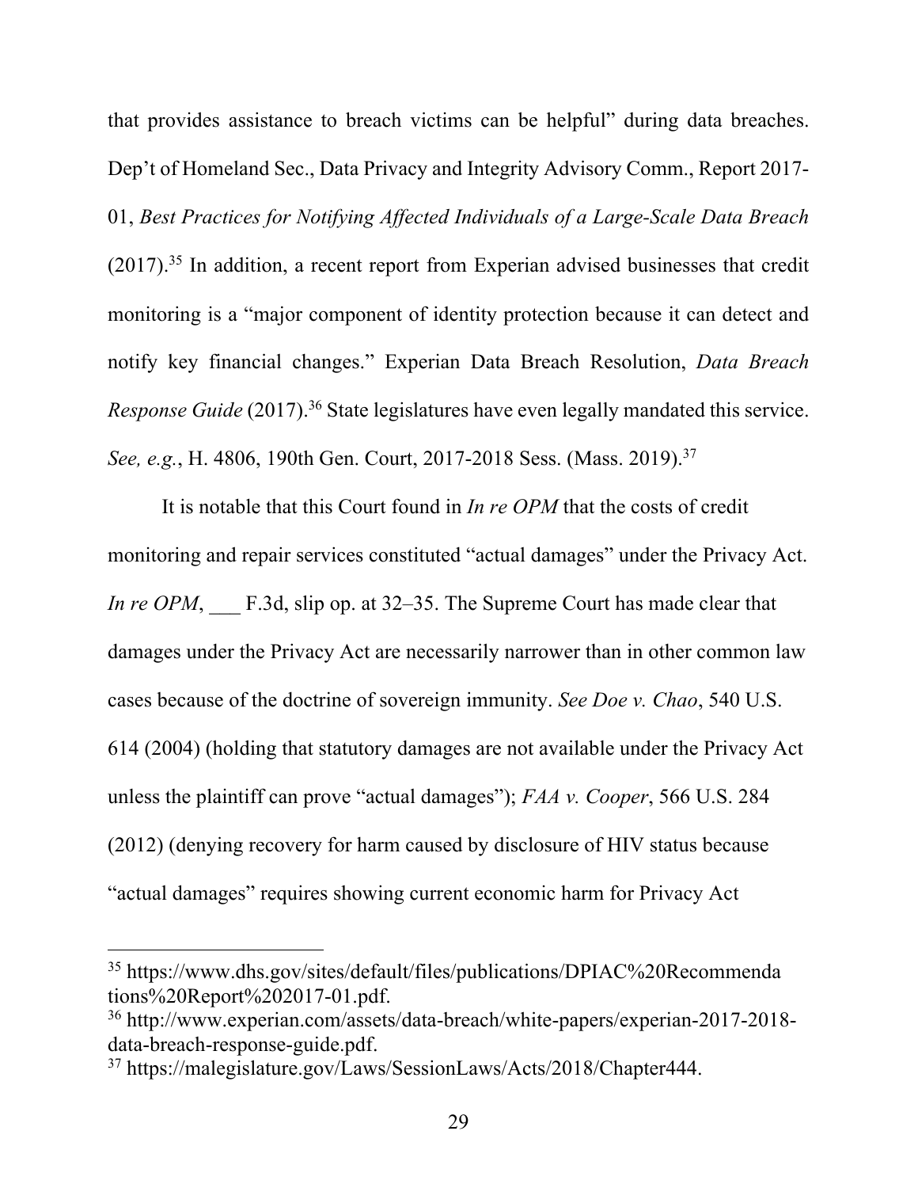that provides assistance to breach victims can be helpful" during data breaches. Dep't of Homeland Sec., Data Privacy and Integrity Advisory Comm., Report 2017-01, *Best Practices for Notifying Affected Individuals of a Large-Scale Data Breach* (2017).[35] In addition, a recent report from Experian advised businesses that credit monitoring is a "major component of identity protection because it can detect and notify key financial changes." Experian Data Breach Resolution, *Data Breach Response Guide* (2017).[36] State legislatures have even legally mandated this service. *See, e.g.*, H. 4806, 190th Gen. Court, 2017-2018 Sess. (Mass. 2019).[37]

It is notable that this Court found in *In re OPM* that the costs of credit monitoring and repair services constituted "actual damages" under the Privacy Act. *In re OPM*, ___ F.3d, slip op. at 32–35. The Supreme Court has made clear that damages under the Privacy Act are necessarily narrower than in other common law cases because of the doctrine of sovereign immunity. *See Doe v. Chao*, 540 U.S. 614 (2004) (holding that statutory damages are not available under the Privacy Act unless the plaintiff can prove "actual damages"); *FAA v. Cooper*, 566 U.S. 284 (2012) (denying recovery for harm caused by disclosure of HIV status because "actual damages" requires showing current economic harm for Privacy Act

---

[35] https://www.dhs.gov/sites/default/files/publications/DPIAC%20Recommendations%20Report%202017-01.pdf.

[36] http://www.experian.com/assets/data-breach/white-papers/experian-2017-2018-data-breach-response-guide.pdf.

[37] https://malegislature.gov/Laws/SessionLaws/Acts/2018/Chapter444.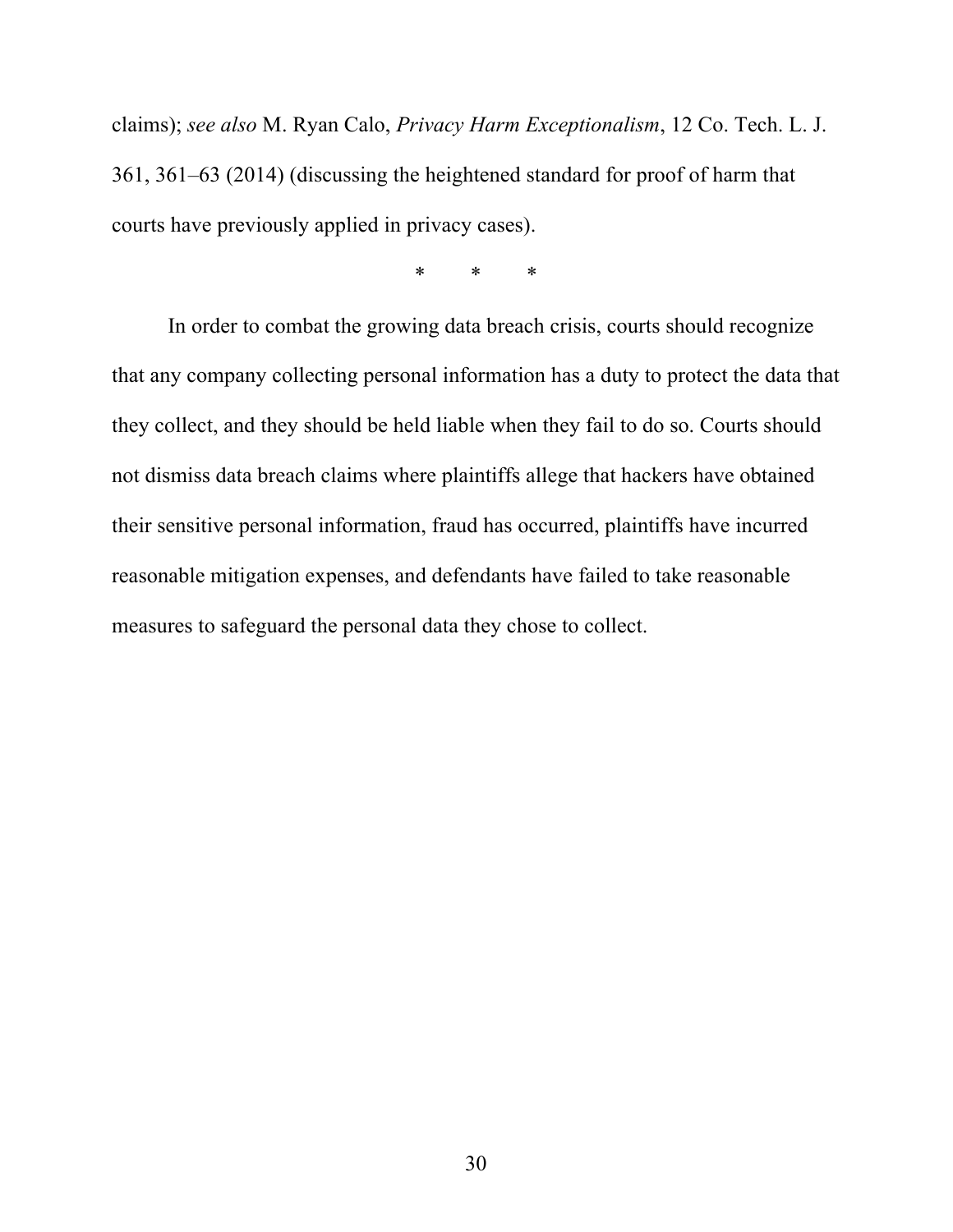claims); *see also* M. Ryan Calo, *Privacy Harm Exceptionalism*, 12 Co. Tech. L. J. 361, 361–63 (2014) (discussing the heightened standard for proof of harm that courts have previously applied in privacy cases).

\*        \*        \*

In order to combat the growing data breach crisis, courts should recognize that any company collecting personal information has a duty to protect the data that they collect, and they should be held liable when they fail to do so. Courts should not dismiss data breach claims where plaintiffs allege that hackers have obtained their sensitive personal information, fraud has occurred, plaintiffs have incurred reasonable mitigation expenses, and defendants have failed to take reasonable measures to safeguard the personal data they chose to collect.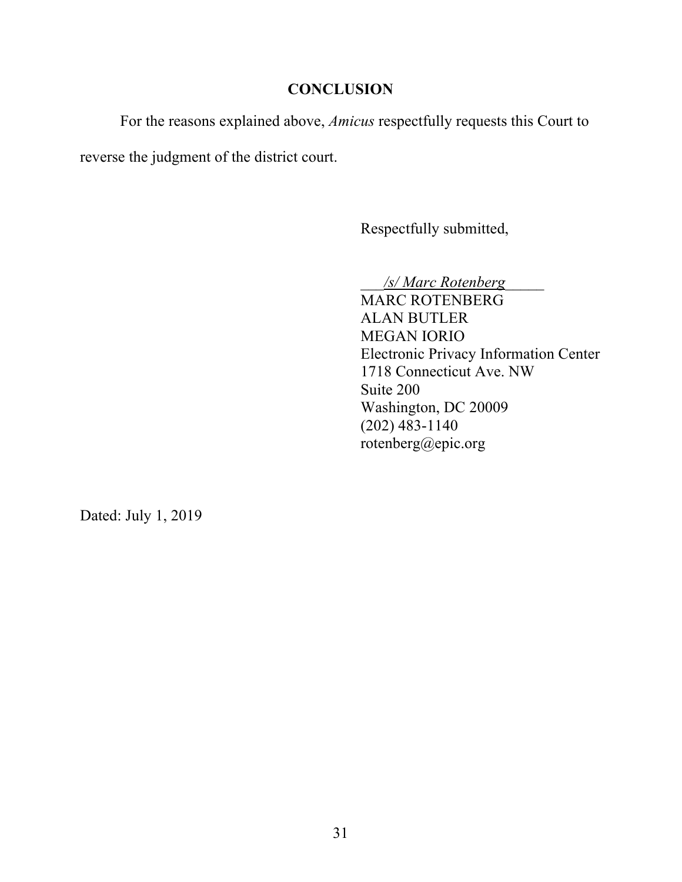## CONCLUSION

For the reasons explained above, *Amicus* respectfully requests this Court to reverse the judgment of the district court.

Respectfully submitted,

*/s/ Marc Rotenberg*
MARC ROTENBERG
ALAN BUTLER
MEGAN IORIO
Electronic Privacy Information Center
1718 Connecticut Ave. NW
Suite 200
Washington, DC 20009
(202) 483-1140
rotenberg@epic.org

Dated: July 1, 2019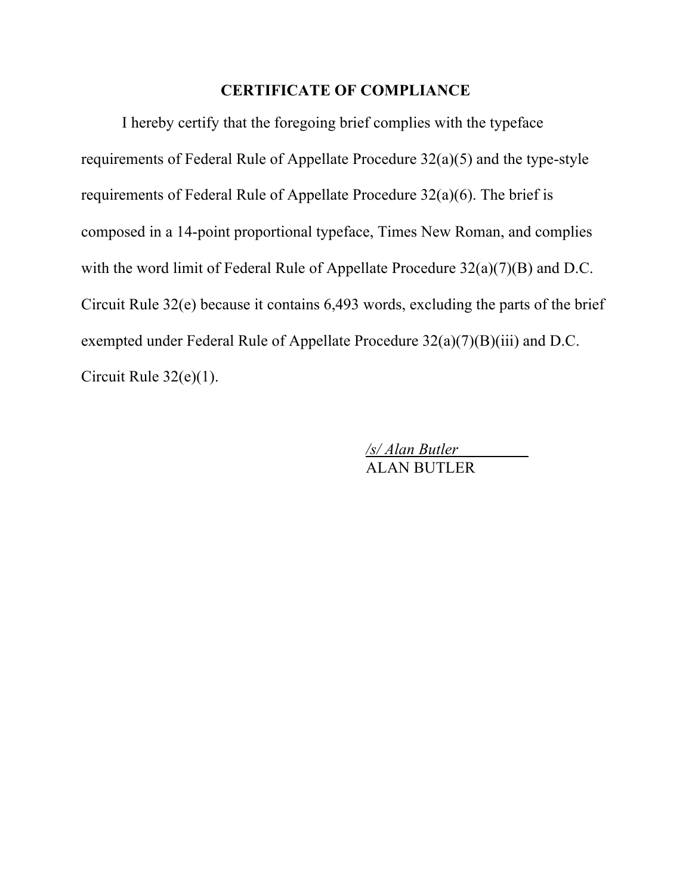## CERTIFICATE OF COMPLIANCE

I hereby certify that the foregoing brief complies with the typeface requirements of Federal Rule of Appellate Procedure 32(a)(5) and the type-style requirements of Federal Rule of Appellate Procedure 32(a)(6). The brief is composed in a 14-point proportional typeface, Times New Roman, and complies with the word limit of Federal Rule of Appellate Procedure 32(a)(7)(B) and D.C. Circuit Rule 32(e) because it contains 6,493 words, excluding the parts of the brief exempted under Federal Rule of Appellate Procedure 32(a)(7)(B)(iii) and D.C. Circuit Rule 32(e)(1).

*/s/ Alan Butler*
ALAN BUTLER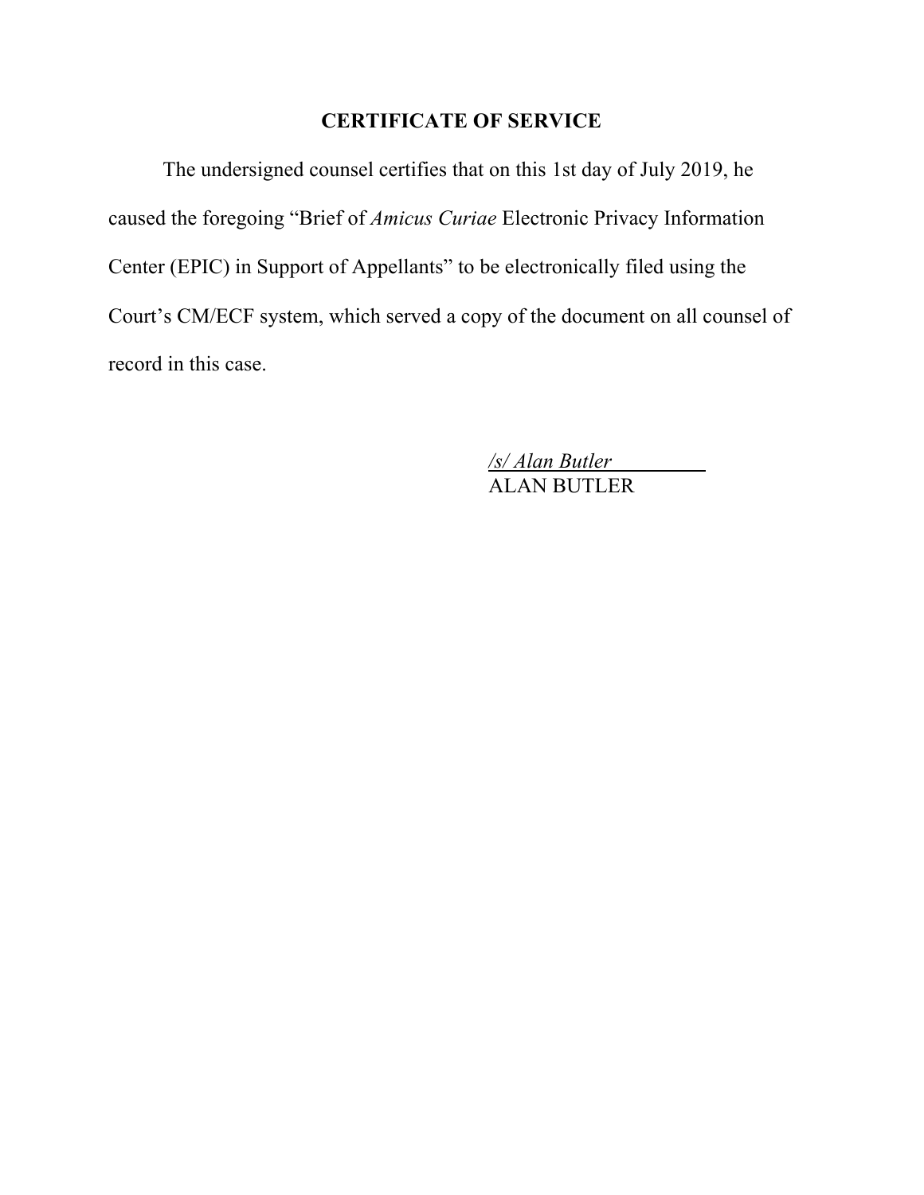## CERTIFICATE OF SERVICE

The undersigned counsel certifies that on this 1st day of July 2019, he caused the foregoing "Brief of *Amicus Curiae* Electronic Privacy Information Center (EPIC) in Support of Appellants" to be electronically filed using the Court's CM/ECF system, which served a copy of the document on all counsel of record in this case.

*/s/ Alan Butler*
ALAN BUTLER